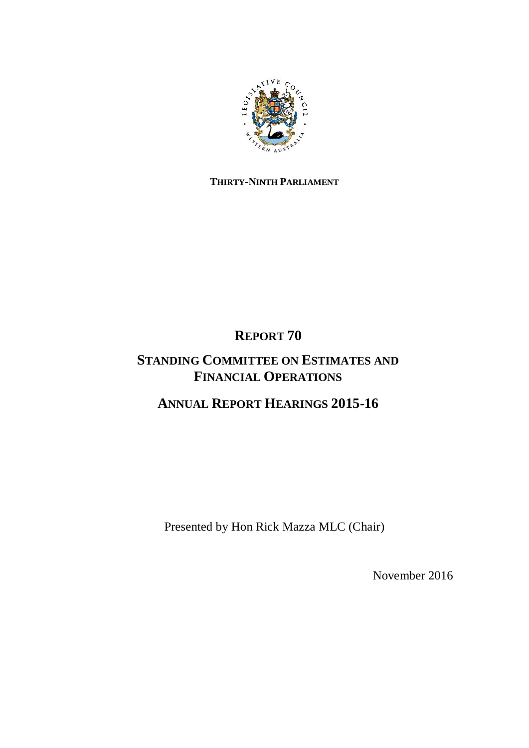**THIRTY-NINTH PARLIAMENT**

# REPORT 70

# STANDING COMMITTEE ON ESTIMATES AND FINANCIAL OPERATIONS

# ANNUAL REPORT HEARINGS 2015-16

Presented by Hon Rick Mazza MLC (Chair)

November 2016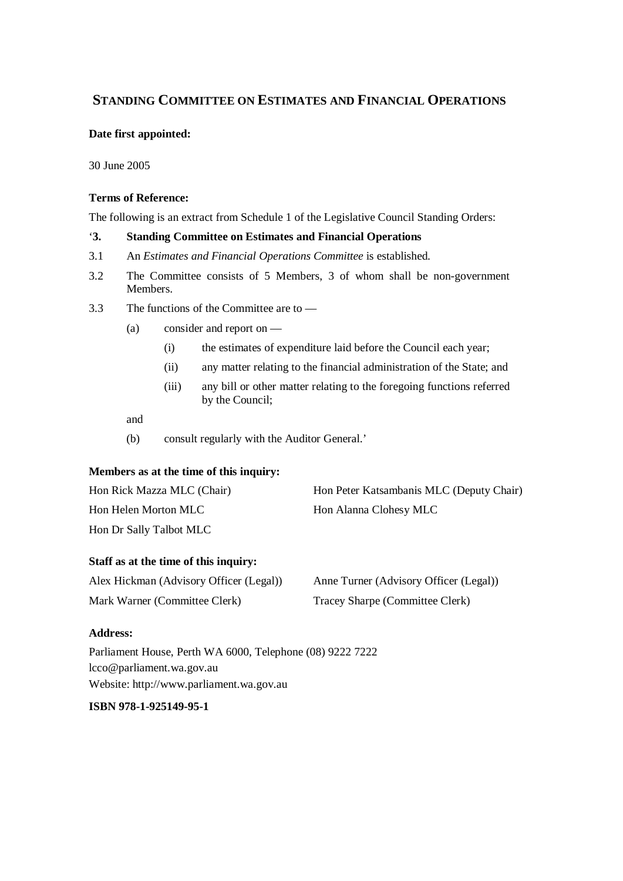## STANDING COMMITTEE ON ESTIMATES AND FINANCIAL OPERATIONS

**Date first appointed:**

30 June 2005

**Terms of Reference:**

The following is an extract from Schedule 1 of the Legislative Council Standing Orders:

'**3. Standing Committee on Estimates and Financial Operations**

3.1 An *Estimates and Financial Operations Committee* is established.

3.2 The Committee consists of 5 Members, 3 of whom shall be non-government Members.

3.3 The functions of the Committee are to —

(a) consider and report on —

(i) the estimates of expenditure laid before the Council each year;

(ii) any matter relating to the financial administration of the State; and

(iii) any bill or other matter relating to the foregoing functions referred by the Council;

and

(b) consult regularly with the Auditor General.'

**Members as at the time of this inquiry:**

Hon Rick Mazza MLC (Chair)

Hon Peter Katsambanis MLC (Deputy Chair)

Hon Helen Morton MLC

Hon Alanna Clohesy MLC

Hon Dr Sally Talbot MLC

**Staff as at the time of this inquiry:**

Alex Hickman (Advisory Officer (Legal))

Anne Turner (Advisory Officer (Legal))

Mark Warner (Committee Clerk)

Tracey Sharpe (Committee Clerk)

**Address:**

Parliament House, Perth WA 6000, Telephone (08) 9222 7222
lcco@parliament.wa.gov.au
Website: http://www.parliament.wa.gov.au

**ISBN 978-1-925149-95-1**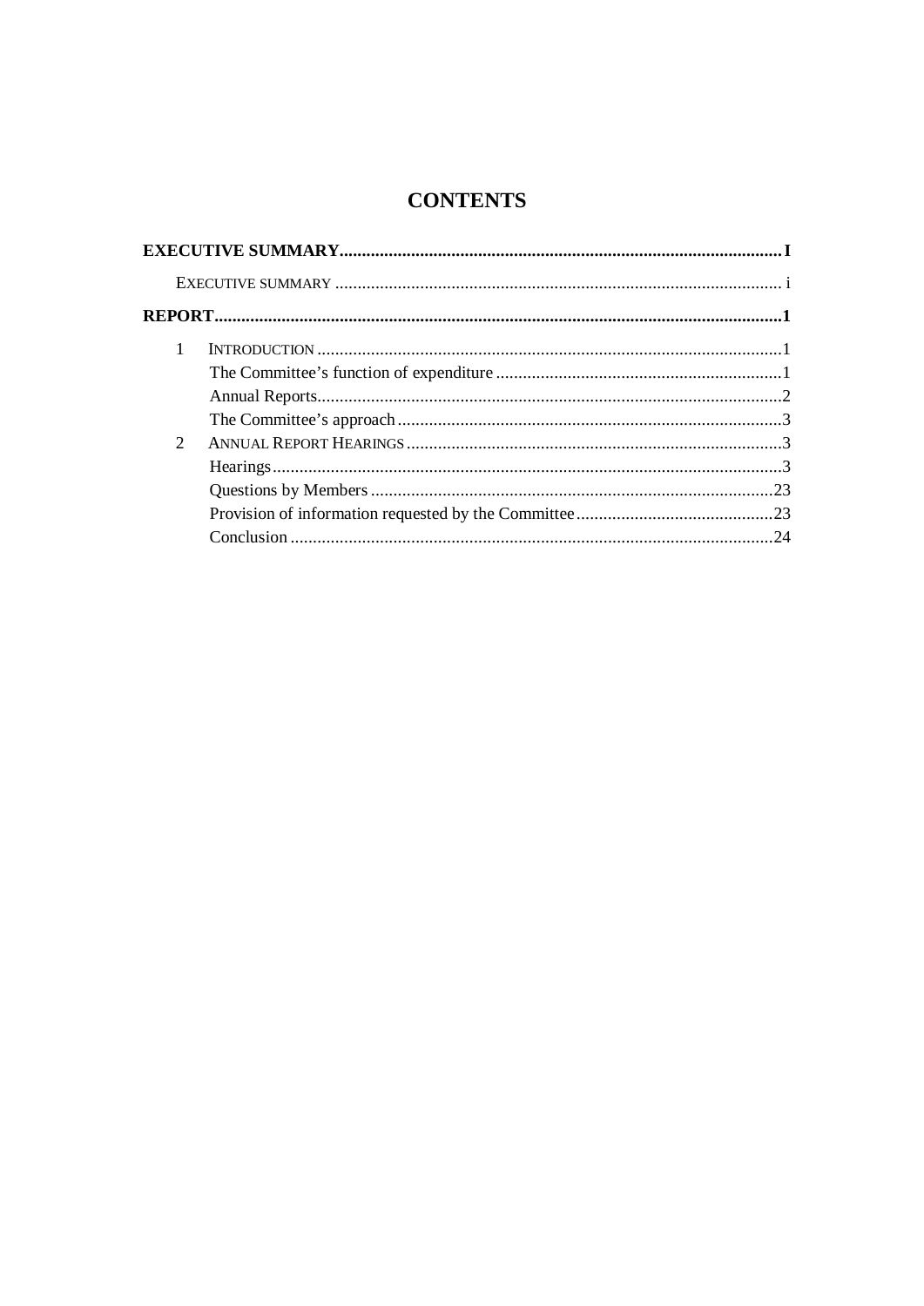# CONTENTS

**EXECUTIVE SUMMARY** ........ **I**

EXECUTIVE SUMMARY ........ i

**REPORT** ........ **1**

1 INTRODUCTION ........ 1
- The Committee's function of expenditure ........ 1
- Annual Reports ........ 2
- The Committee's approach ........ 3

2 ANNUAL REPORT HEARINGS ........ 3
- Hearings ........ 3
- Questions by Members ........ 23
- Provision of information requested by the Committee ........ 23
- Conclusion ........ 24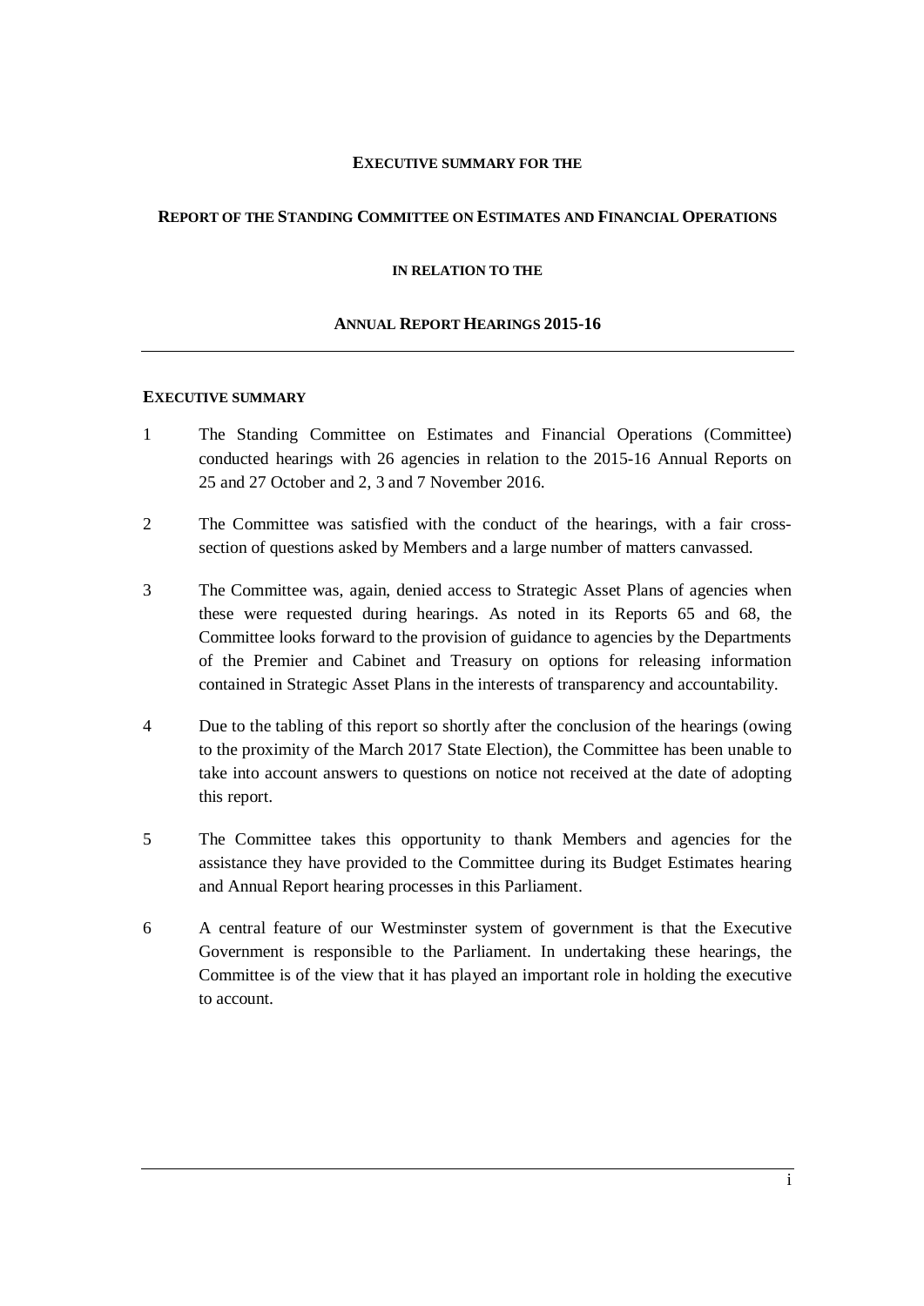**EXECUTIVE SUMMARY FOR THE**

**REPORT OF THE STANDING COMMITTEE ON ESTIMATES AND FINANCIAL OPERATIONS**

**IN RELATION TO THE**

**ANNUAL REPORT HEARINGS 2015-16**

---

## EXECUTIVE SUMMARY

1 The Standing Committee on Estimates and Financial Operations (Committee) conducted hearings with 26 agencies in relation to the 2015-16 Annual Reports on 25 and 27 October and 2, 3 and 7 November 2016.

2 The Committee was satisfied with the conduct of the hearings, with a fair cross-section of questions asked by Members and a large number of matters canvassed.

3 The Committee was, again, denied access to Strategic Asset Plans of agencies when these were requested during hearings. As noted in its Reports 65 and 68, the Committee looks forward to the provision of guidance to agencies by the Departments of the Premier and Cabinet and Treasury on options for releasing information contained in Strategic Asset Plans in the interests of transparency and accountability.

4 Due to the tabling of this report so shortly after the conclusion of the hearings (owing to the proximity of the March 2017 State Election), the Committee has been unable to take into account answers to questions on notice not received at the date of adopting this report.

5 The Committee takes this opportunity to thank Members and agencies for the assistance they have provided to the Committee during its Budget Estimates hearing and Annual Report hearing processes in this Parliament.

6 A central feature of our Westminster system of government is that the Executive Government is responsible to the Parliament. In undertaking these hearings, the Committee is of the view that it has played an important role in holding the executive to account.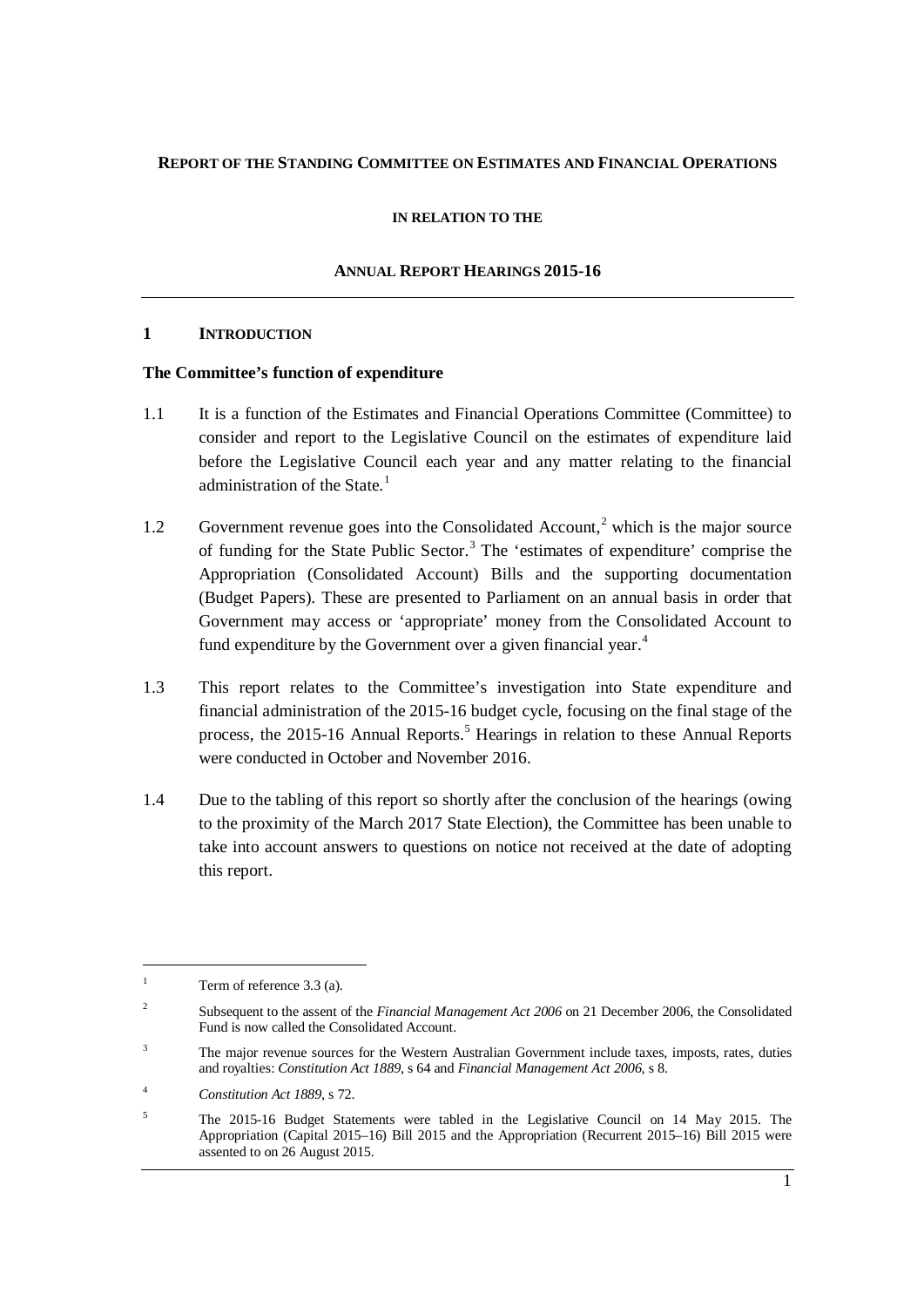**REPORT OF THE STANDING COMMITTEE ON ESTIMATES AND FINANCIAL OPERATIONS**

**IN RELATION TO THE**

**ANNUAL REPORT HEARINGS 2015-16**

---

## 1 INTRODUCTION

### The Committee's function of expenditure

1.1 It is a function of the Estimates and Financial Operations Committee (Committee) to consider and report to the Legislative Council on the estimates of expenditure laid before the Legislative Council each year and any matter relating to the financial administration of the State.[1]

1.2 Government revenue goes into the Consolidated Account,[2] which is the major source of funding for the State Public Sector.[3] The 'estimates of expenditure' comprise the Appropriation (Consolidated Account) Bills and the supporting documentation (Budget Papers). These are presented to Parliament on an annual basis in order that Government may access or 'appropriate' money from the Consolidated Account to fund expenditure by the Government over a given financial year.[4]

1.3 This report relates to the Committee's investigation into State expenditure and financial administration of the 2015-16 budget cycle, focusing on the final stage of the process, the 2015-16 Annual Reports.[5] Hearings in relation to these Annual Reports were conducted in October and November 2016.

1.4 Due to the tabling of this report so shortly after the conclusion of the hearings (owing to the proximity of the March 2017 State Election), the Committee has been unable to take into account answers to questions on notice not received at the date of adopting this report.

---

[1] Term of reference 3.3 (a).

[2] Subsequent to the assent of the *Financial Management Act 2006* on 21 December 2006, the Consolidated Fund is now called the Consolidated Account.

[3] The major revenue sources for the Western Australian Government include taxes, imposts, rates, duties and royalties: *Constitution Act 1889*, s 64 and *Financial Management Act 2006*, s 8.

[4] *Constitution Act 1889*, s 72.

[5] The 2015-16 Budget Statements were tabled in the Legislative Council on 14 May 2015. The Appropriation (Capital 2015–16) Bill 2015 and the Appropriation (Recurrent 2015–16) Bill 2015 were assented to on 26 August 2015.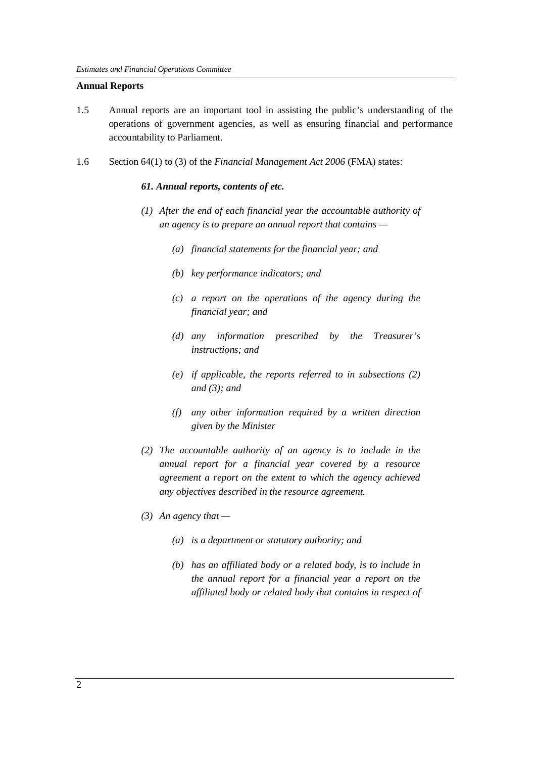**Annual Reports**

1.5 Annual reports are an important tool in assisting the public's understanding of the operations of government agencies, as well as ensuring financial and performance accountability to Parliament.

1.6 Section 64(1) to (3) of the *Financial Management Act 2006* (FMA) states:

> ***61. Annual reports, contents of etc.***
>
> *(1) After the end of each financial year the accountable authority of an agency is to prepare an annual report that contains —*
>
> > *(a) financial statements for the financial year; and*
> >
> > *(b) key performance indicators; and*
> >
> > *(c) a report on the operations of the agency during the financial year; and*
> >
> > *(d) any information prescribed by the Treasurer's instructions; and*
> >
> > *(e) if applicable, the reports referred to in subsections (2) and (3); and*
> >
> > *(f) any other information required by a written direction given by the Minister*
>
> *(2) The accountable authority of an agency is to include in the annual report for a financial year covered by a resource agreement a report on the extent to which the agency achieved any objectives described in the resource agreement.*
>
> *(3) An agency that —*
>
> > *(a) is a department or statutory authority; and*
> >
> > *(b) has an affiliated body or a related body, is to include in the annual report for a financial year a report on the affiliated body or related body that contains in respect of*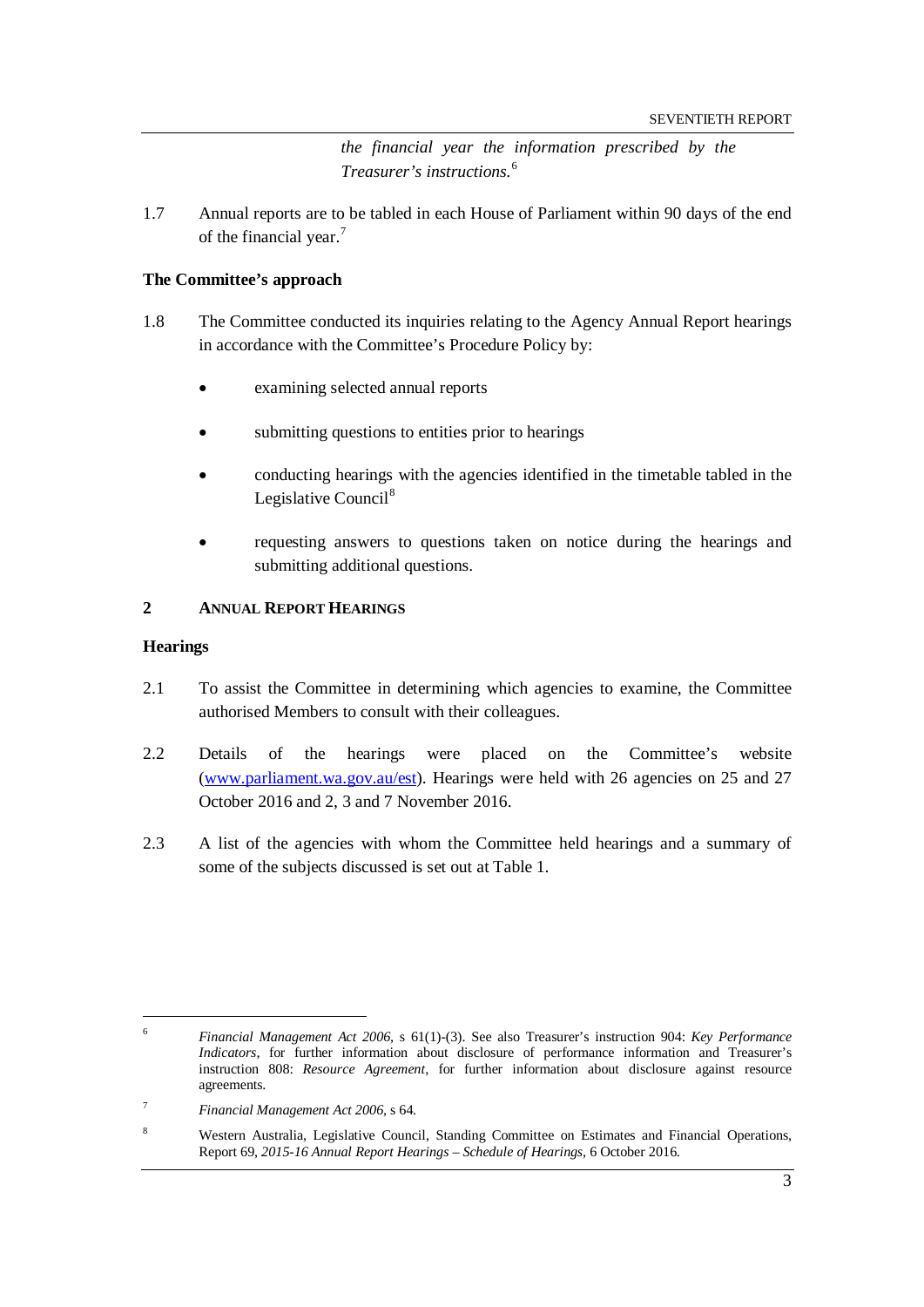*the financial year the information prescribed by the Treasurer's instructions.*[6]

1.7 Annual reports are to be tabled in each House of Parliament within 90 days of the end of the financial year.[7]

**The Committee's approach**

1.8 The Committee conducted its inquiries relating to the Agency Annual Report hearings in accordance with the Committee's Procedure Policy by:

- examining selected annual reports
- submitting questions to entities prior to hearings
- conducting hearings with the agencies identified in the timetable tabled in the Legislative Council[8]
- requesting answers to questions taken on notice during the hearings and submitting additional questions.

## 2 ANNUAL REPORT HEARINGS

**Hearings**

2.1 To assist the Committee in determining which agencies to examine, the Committee authorised Members to consult with their colleagues.

2.2 Details of the hearings were placed on the Committee's website (www.parliament.wa.gov.au/est). Hearings were held with 26 agencies on 25 and 27 October 2016 and 2, 3 and 7 November 2016.

2.3 A list of the agencies with whom the Committee held hearings and a summary of some of the subjects discussed is set out at Table 1.

---

[6] *Financial Management Act 2006*, s 61(1)-(3). See also Treasurer's instruction 904: *Key Performance Indicators*, for further information about disclosure of performance information and Treasurer's instruction 808: *Resource Agreement*, for further information about disclosure against resource agreements.

[7] *Financial Management Act 2006*, s 64.

[8] Western Australia, Legislative Council, Standing Committee on Estimates and Financial Operations, Report 69, *2015-16 Annual Report Hearings – Schedule of Hearings*, 6 October 2016.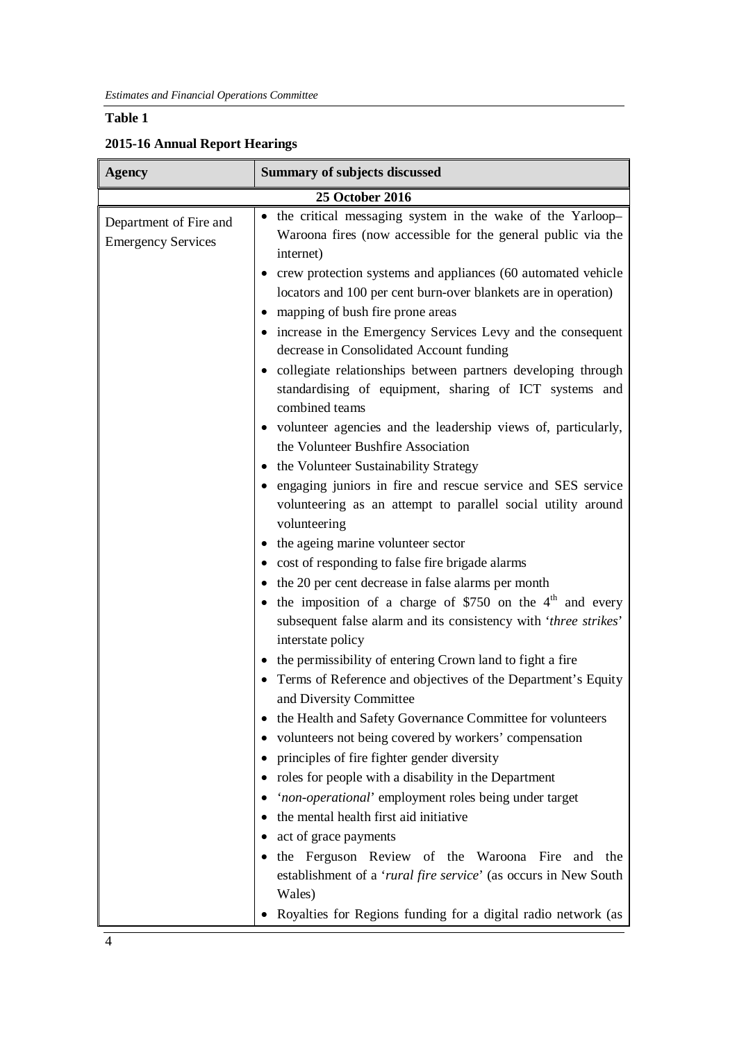**Table 1**

**2015-16 Annual Report Hearings**

| **Agency** | **Summary of subjects discussed** |
|---|---|
| **25 October 2016** | |
| Department of Fire and Emergency Services | • the critical messaging system in the wake of the Yarloop–Waroona fires (now accessible for the general public via the internet)<br>• crew protection systems and appliances (60 automated vehicle locators and 100 per cent burn-over blankets are in operation)<br>• mapping of bush fire prone areas<br>• increase in the Emergency Services Levy and the consequent decrease in Consolidated Account funding<br>• collegiate relationships between partners developing through standardising of equipment, sharing of ICT systems and combined teams<br>• volunteer agencies and the leadership views of, particularly, the Volunteer Bushfire Association<br>• the Volunteer Sustainability Strategy<br>• engaging juniors in fire and rescue service and SES service volunteering as an attempt to parallel social utility around volunteering<br>• the ageing marine volunteer sector<br>• cost of responding to false fire brigade alarms<br>• the 20 per cent decrease in false alarms per month<br>• the imposition of a charge of $750 on the 4th and every subsequent false alarm and its consistency with '*three strikes*' interstate policy<br>• the permissibility of entering Crown land to fight a fire<br>• Terms of Reference and objectives of the Department's Equity and Diversity Committee<br>• the Health and Safety Governance Committee for volunteers<br>• volunteers not being covered by workers' compensation<br>• principles of fire fighter gender diversity<br>• roles for people with a disability in the Department<br>• '*non-operational*' employment roles being under target<br>• the mental health first aid initiative<br>• act of grace payments<br>• the Ferguson Review of the Waroona Fire and the establishment of a '*rural fire service*' (as occurs in New South Wales)<br>• Royalties for Regions funding for a digital radio network (as |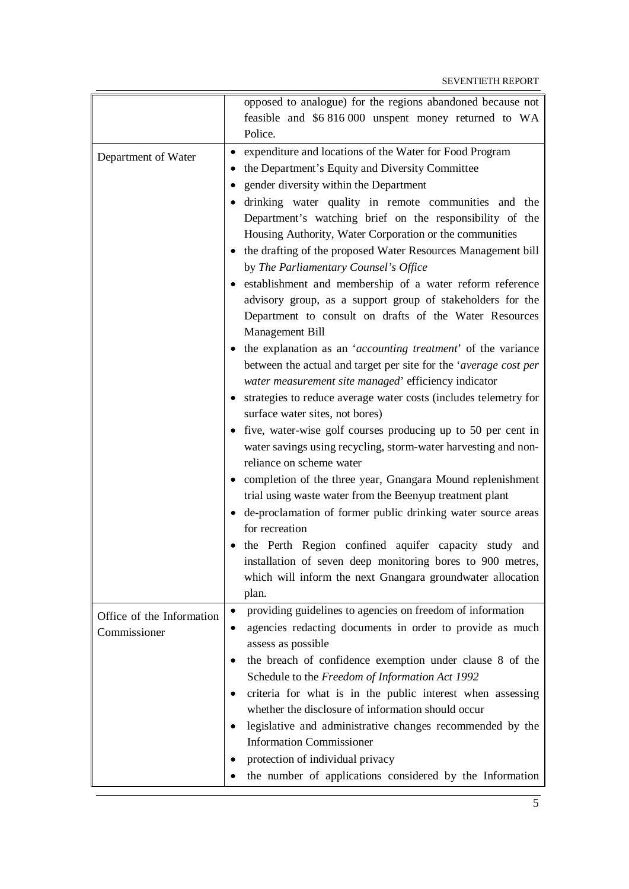| | |
|---|---|
| | opposed to analogue) for the regions abandoned because not feasible and $6 816 000 unspent money returned to WA Police. |
| Department of Water | • expenditure and locations of the Water for Food Program<br>• the Department's Equity and Diversity Committee<br>• gender diversity within the Department<br>• drinking water quality in remote communities and the Department's watching brief on the responsibility of the Housing Authority, Water Corporation or the communities<br>• the drafting of the proposed Water Resources Management bill by *The Parliamentary Counsel's Office*<br>• establishment and membership of a water reform reference advisory group, as a support group of stakeholders for the Department to consult on drafts of the Water Resources Management Bill<br>• the explanation as an '*accounting treatment*' of the variance between the actual and target per site for the '*average cost per water measurement site managed*' efficiency indicator<br>• strategies to reduce average water costs (includes telemetry for surface water sites, not bores)<br>• five, water-wise golf courses producing up to 50 per cent in water savings using recycling, storm-water harvesting and non-reliance on scheme water<br>• completion of the three year, Gnangara Mound replenishment trial using waste water from the Beenyup treatment plant<br>• de-proclamation of former public drinking water source areas for recreation<br>• the Perth Region confined aquifer capacity study and installation of seven deep monitoring bores to 900 metres, which will inform the next Gnangara groundwater allocation plan. |
| Office of the Information Commissioner | • providing guidelines to agencies on freedom of information<br>• agencies redacting documents in order to provide as much assess as possible<br>• the breach of confidence exemption under clause 8 of the Schedule to the *Freedom of Information Act 1992*<br>• criteria for what is in the public interest when assessing whether the disclosure of information should occur<br>• legislative and administrative changes recommended by the Information Commissioner<br>• protection of individual privacy<br>• the number of applications considered by the Information |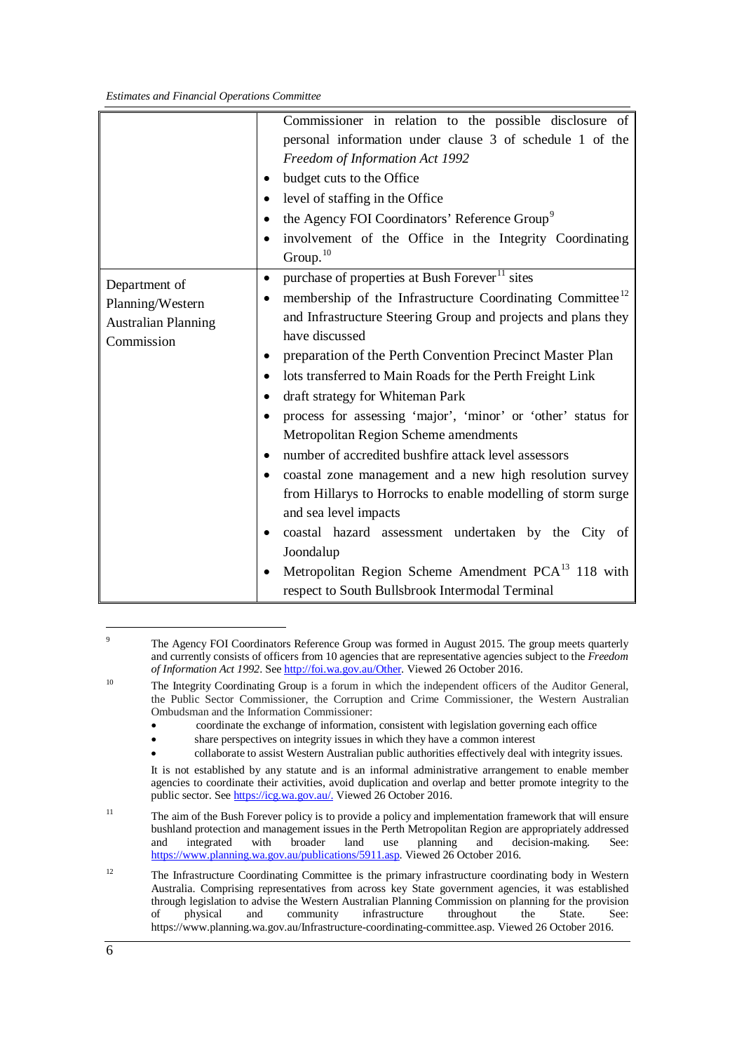| | |
|---|---|
| | Commissioner in relation to the possible disclosure of personal information under clause 3 of schedule 1 of the *Freedom of Information Act 1992*<br>• budget cuts to the Office<br>• level of staffing in the Office<br>• the Agency FOI Coordinators' Reference Group[9]<br>• involvement of the Office in the Integrity Coordinating Group.[10] |
| Department of Planning/Western Australian Planning Commission | • purchase of properties at Bush Forever[11] sites<br>• membership of the Infrastructure Coordinating Committee[12] and Infrastructure Steering Group and projects and plans they have discussed<br>• preparation of the Perth Convention Precinct Master Plan<br>• lots transferred to Main Roads for the Perth Freight Link<br>• draft strategy for Whiteman Park<br>• process for assessing 'major', 'minor' or 'other' status for Metropolitan Region Scheme amendments<br>• number of accredited bushfire attack level assessors<br>• coastal zone management and a new high resolution survey from Hillarys to Horrocks to enable modelling of storm surge and sea level impacts<br>• coastal hazard assessment undertaken by the City of Joondalup<br>• Metropolitan Region Scheme Amendment PCA[13] 118 with respect to South Bullsbrook Intermodal Terminal |

---

[9] The Agency FOI Coordinators Reference Group was formed in August 2015. The group meets quarterly and currently consists of officers from 10 agencies that are representative agencies subject to the *Freedom of Information Act 1992*. See http://foi.wa.gov.au/Other. Viewed 26 October 2016.

[10] The Integrity Coordinating Group is a forum in which the independent officers of the Auditor General, the Public Sector Commissioner, the Corruption and Crime Commissioner, the Western Australian Ombudsman and the Information Commissioner:

- coordinate the exchange of information, consistent with legislation governing each office
- share perspectives on integrity issues in which they have a common interest
- collaborate to assist Western Australian public authorities effectively deal with integrity issues.

It is not established by any statute and is an informal administrative arrangement to enable member agencies to coordinate their activities, avoid duplication and overlap and better promote integrity to the public sector. See https://icg.wa.gov.au/. Viewed 26 October 2016.

[11] The aim of the Bush Forever policy is to provide a policy and implementation framework that will ensure bushland protection and management issues in the Perth Metropolitan Region are appropriately addressed and integrated with broader land use planning and decision-making. See: https://www.planning.wa.gov.au/publications/5911.asp. Viewed 26 October 2016.

[12] The Infrastructure Coordinating Committee is the primary infrastructure coordinating body in Western Australia. Comprising representatives from across key State government agencies, it was established through legislation to advise the Western Australian Planning Commission on planning for the provision of physical and community infrastructure throughout the State. See: https://www.planning.wa.gov.au/Infrastructure-coordinating-committee.asp. Viewed 26 October 2016.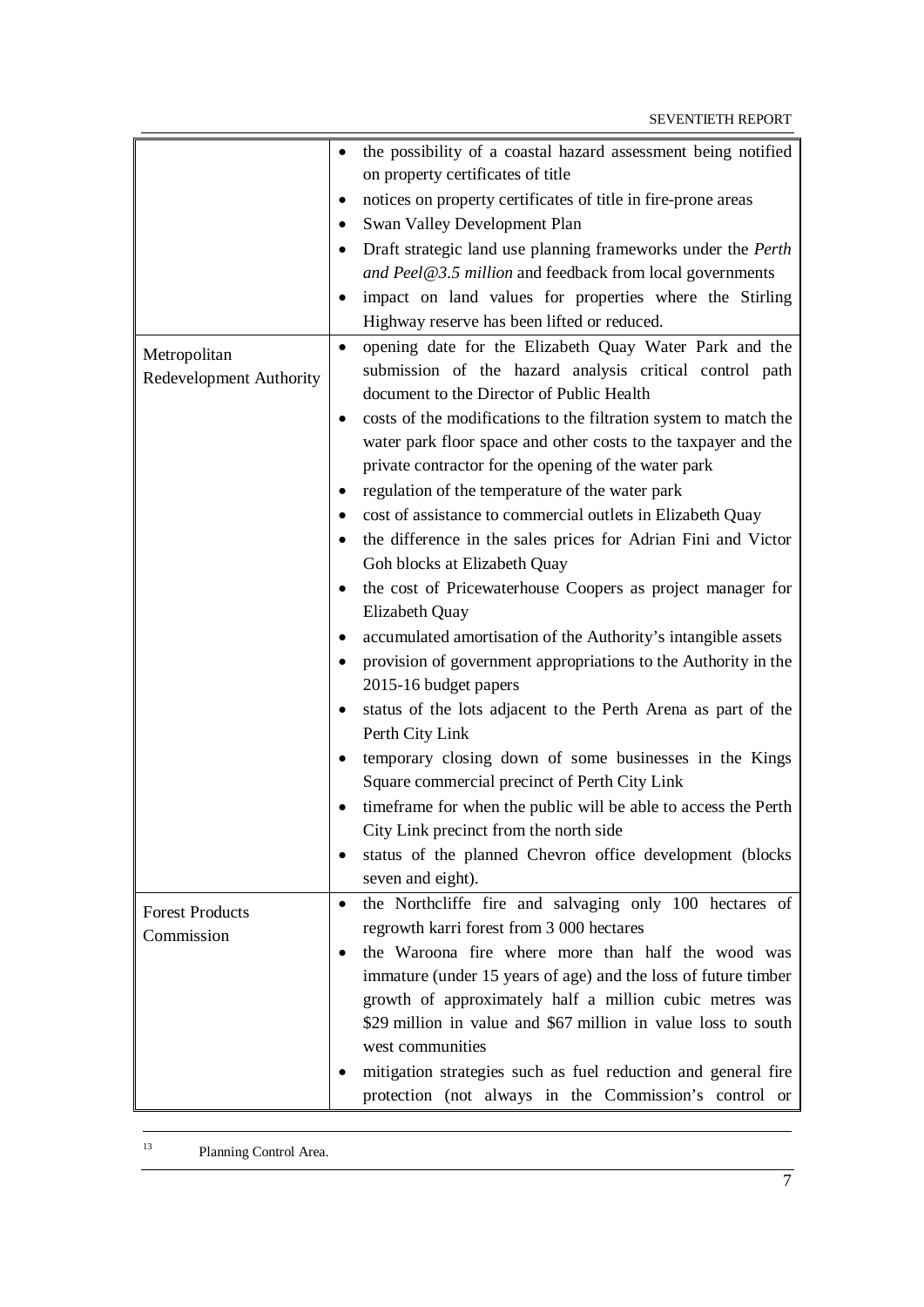| | |
|---|---|
| | • the possibility of a coastal hazard assessment being notified on property certificates of title<br>• notices on property certificates of title in fire-prone areas<br>• Swan Valley Development Plan<br>• Draft strategic land use planning frameworks under the *Perth and Peel@3.5 million* and feedback from local governments<br>• impact on land values for properties where the Stirling Highway reserve has been lifted or reduced. |
| Metropolitan Redevelopment Authority | • opening date for the Elizabeth Quay Water Park and the submission of the hazard analysis critical control path document to the Director of Public Health<br>• costs of the modifications to the filtration system to match the water park floor space and other costs to the taxpayer and the private contractor for the opening of the water park<br>• regulation of the temperature of the water park<br>• cost of assistance to commercial outlets in Elizabeth Quay<br>• the difference in the sales prices for Adrian Fini and Victor Goh blocks at Elizabeth Quay<br>• the cost of Pricewaterhouse Coopers as project manager for Elizabeth Quay<br>• accumulated amortisation of the Authority's intangible assets<br>• provision of government appropriations to the Authority in the 2015-16 budget papers<br>• status of the lots adjacent to the Perth Arena as part of the Perth City Link<br>• temporary closing down of some businesses in the Kings Square commercial precinct of Perth City Link<br>• timeframe for when the public will be able to access the Perth City Link precinct from the north side<br>• status of the planned Chevron office development (blocks seven and eight). |
| Forest Products Commission | • the Northcliffe fire and salvaging only 100 hectares of regrowth karri forest from 3 000 hectares<br>• the Waroona fire where more than half the wood was immature (under 15 years of age) and the loss of future timber growth of approximately half a million cubic metres was \$29 million in value and \$67 million in value loss to south west communities<br>• mitigation strategies such as fuel reduction and general fire protection (not always in the Commission's control or |

[13] Planning Control Area.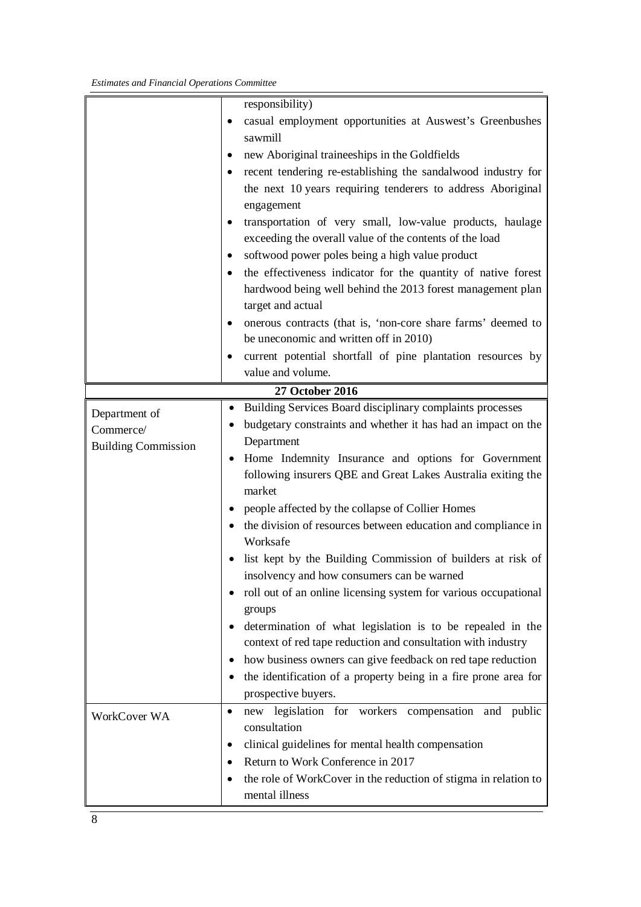| | |
|---|---|
| | responsibility)<br>• casual employment opportunities at Auswest's Greenbushes sawmill<br>• new Aboriginal traineeships in the Goldfields<br>• recent tendering re-establishing the sandalwood industry for the next 10 years requiring tenderers to address Aboriginal engagement<br>• transportation of very small, low-value products, haulage exceeding the overall value of the contents of the load<br>• softwood power poles being a high value product<br>• the effectiveness indicator for the quantity of native forest hardwood being well behind the 2013 forest management plan target and actual<br>• onerous contracts (that is, 'non-core share farms' deemed to be uneconomic and written off in 2010)<br>• current potential shortfall of pine plantation resources by value and volume. |
| **27 October 2016** | |
| Department of Commerce/ Building Commission | • Building Services Board disciplinary complaints processes<br>• budgetary constraints and whether it has had an impact on the Department<br>• Home Indemnity Insurance and options for Government following insurers QBE and Great Lakes Australia exiting the market<br>• people affected by the collapse of Collier Homes<br>• the division of resources between education and compliance in Worksafe<br>• list kept by the Building Commission of builders at risk of insolvency and how consumers can be warned<br>• roll out of an online licensing system for various occupational groups<br>• determination of what legislation is to be repealed in the context of red tape reduction and consultation with industry<br>• how business owners can give feedback on red tape reduction<br>• the identification of a property being in a fire prone area for prospective buyers. |
| WorkCover WA | • new legislation for workers compensation and public consultation<br>• clinical guidelines for mental health compensation<br>• Return to Work Conference in 2017<br>• the role of WorkCover in the reduction of stigma in relation to mental illness |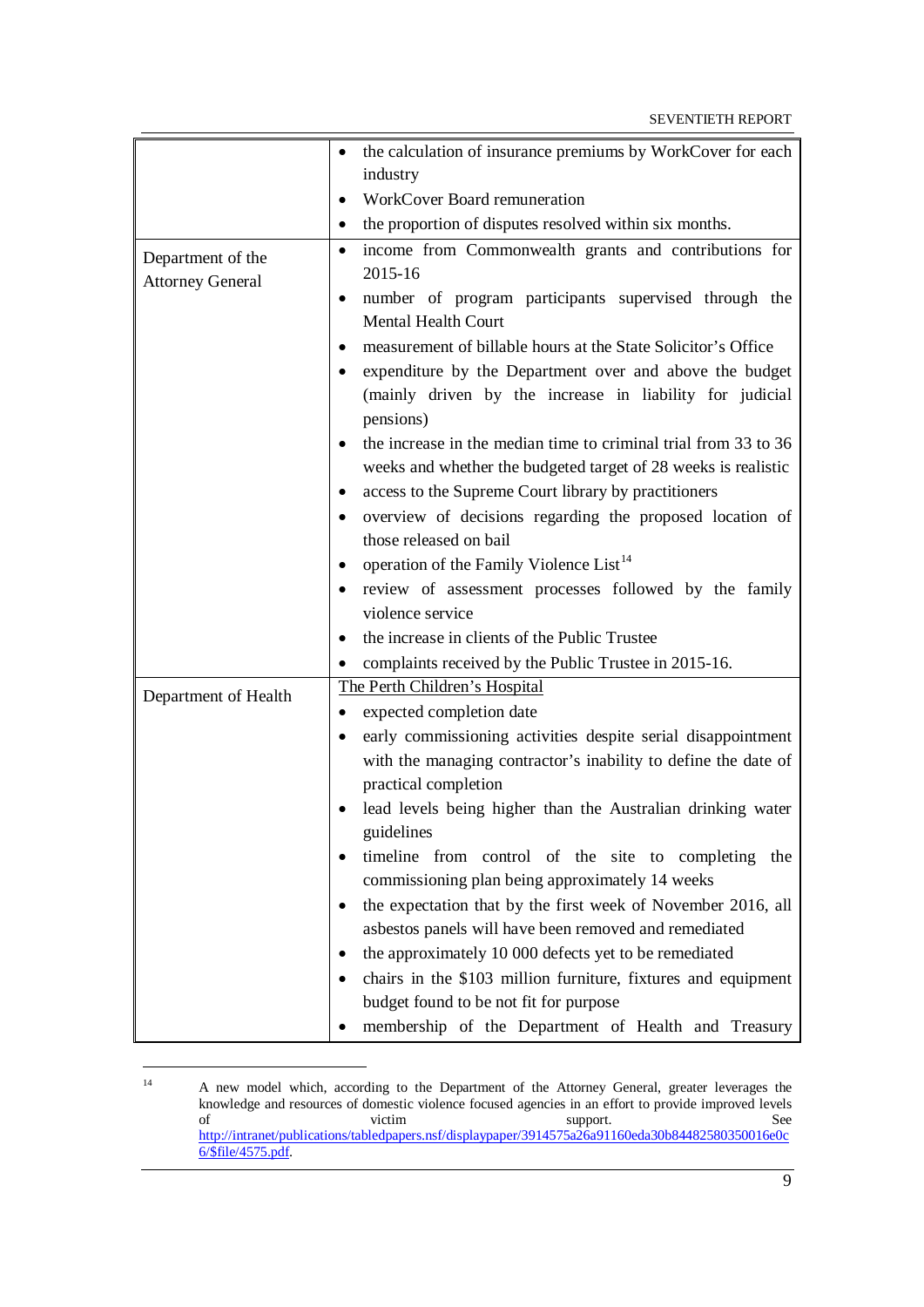| | |
|---|---|
| | • the calculation of insurance premiums by WorkCover for each industry<br>• WorkCover Board remuneration<br>• the proportion of disputes resolved within six months. |
| Department of the Attorney General | • income from Commonwealth grants and contributions for 2015-16<br>• number of program participants supervised through the Mental Health Court<br>• measurement of billable hours at the State Solicitor's Office<br>• expenditure by the Department over and above the budget (mainly driven by the increase in liability for judicial pensions)<br>• the increase in the median time to criminal trial from 33 to 36 weeks and whether the budgeted target of 28 weeks is realistic<br>• access to the Supreme Court library by practitioners<br>• overview of decisions regarding the proposed location of those released on bail<br>• operation of the Family Violence List[14]<br>• review of assessment processes followed by the family violence service<br>• the increase in clients of the Public Trustee<br>• complaints received by the Public Trustee in 2015-16. |
| Department of Health | <u>The Perth Children's Hospital</u><br>• expected completion date<br>• early commissioning activities despite serial disappointment with the managing contractor's inability to define the date of practical completion<br>• lead levels being higher than the Australian drinking water guidelines<br>• timeline from control of the site to completing the commissioning plan being approximately 14 weeks<br>• the expectation that by the first week of November 2016, all asbestos panels will have been removed and remediated<br>• the approximately 10 000 defects yet to be remediated<br>• chairs in the $103 million furniture, fixtures and equipment budget found to be not fit for purpose<br>• membership of the Department of Health and Treasury |

[14] A new model which, according to the Department of the Attorney General, greater leverages the knowledge and resources of domestic violence focused agencies in an effort to provide improved levels of victim support. See http://intranet/publications/tabledpapers.nsf/displaypaper/3914575a26a91160eda30b84482580350016e0c6/$file/4575.pdf.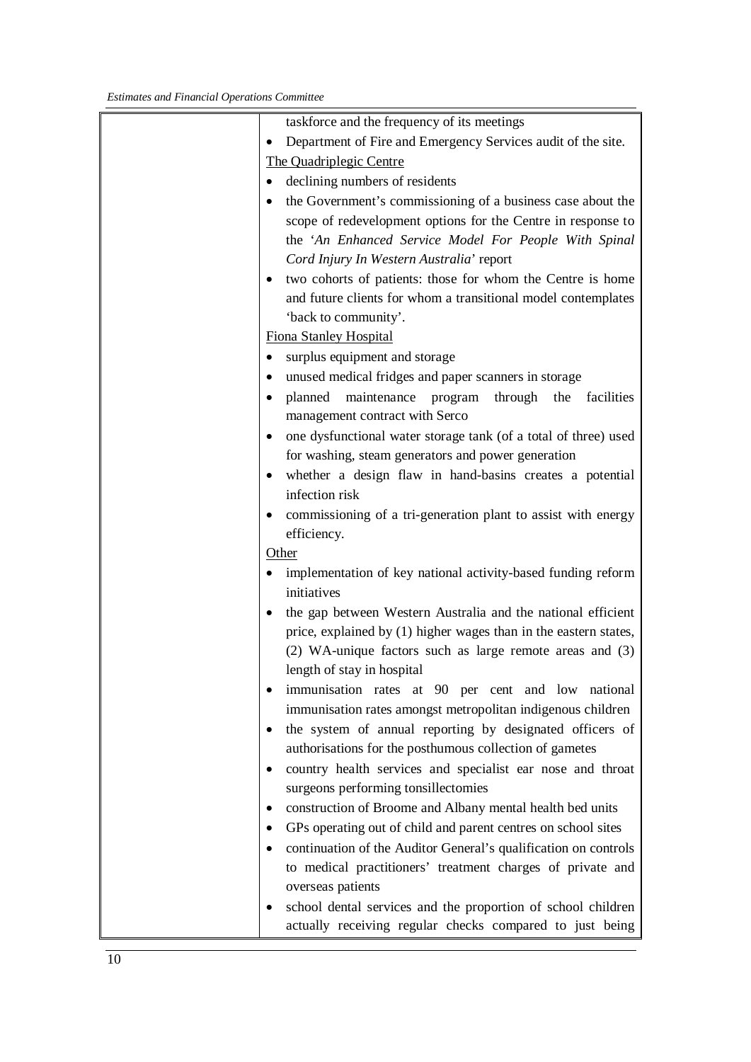| | taskforce and the frequency of its meetings<br>• Department of Fire and Emergency Services audit of the site.<br><u>The Quadriplegic Centre</u><br>• declining numbers of residents<br>• the Government's commissioning of a business case about the scope of redevelopment options for the Centre in response to the '*An Enhanced Service Model For People With Spinal Cord Injury In Western Australia*' report<br>• two cohorts of patients: those for whom the Centre is home and future clients for whom a transitional model contemplates 'back to community'.<br><u>Fiona Stanley Hospital</u><br>• surplus equipment and storage<br>• unused medical fridges and paper scanners in storage<br>• planned maintenance program through the facilities management contract with Serco<br>• one dysfunctional water storage tank (of a total of three) used for washing, steam generators and power generation<br>• whether a design flaw in hand-basins creates a potential infection risk<br>• commissioning of a tri-generation plant to assist with energy efficiency.<br><u>Other</u><br>• implementation of key national activity-based funding reform initiatives<br>• the gap between Western Australia and the national efficient price, explained by (1) higher wages than in the eastern states, (2) WA-unique factors such as large remote areas and (3) length of stay in hospital<br>• immunisation rates at 90 per cent and low national immunisation rates amongst metropolitan indigenous children<br>• the system of annual reporting by designated officers of authorisations for the posthumous collection of gametes<br>• country health services and specialist ear nose and throat surgeons performing tonsillectomies<br>• construction of Broome and Albany mental health bed units<br>• GPs operating out of child and parent centres on school sites<br>• continuation of the Auditor General's qualification on controls to medical practitioners' treatment charges of private and overseas patients<br>• school dental services and the proportion of school children actually receiving regular checks compared to just being |
|---|---|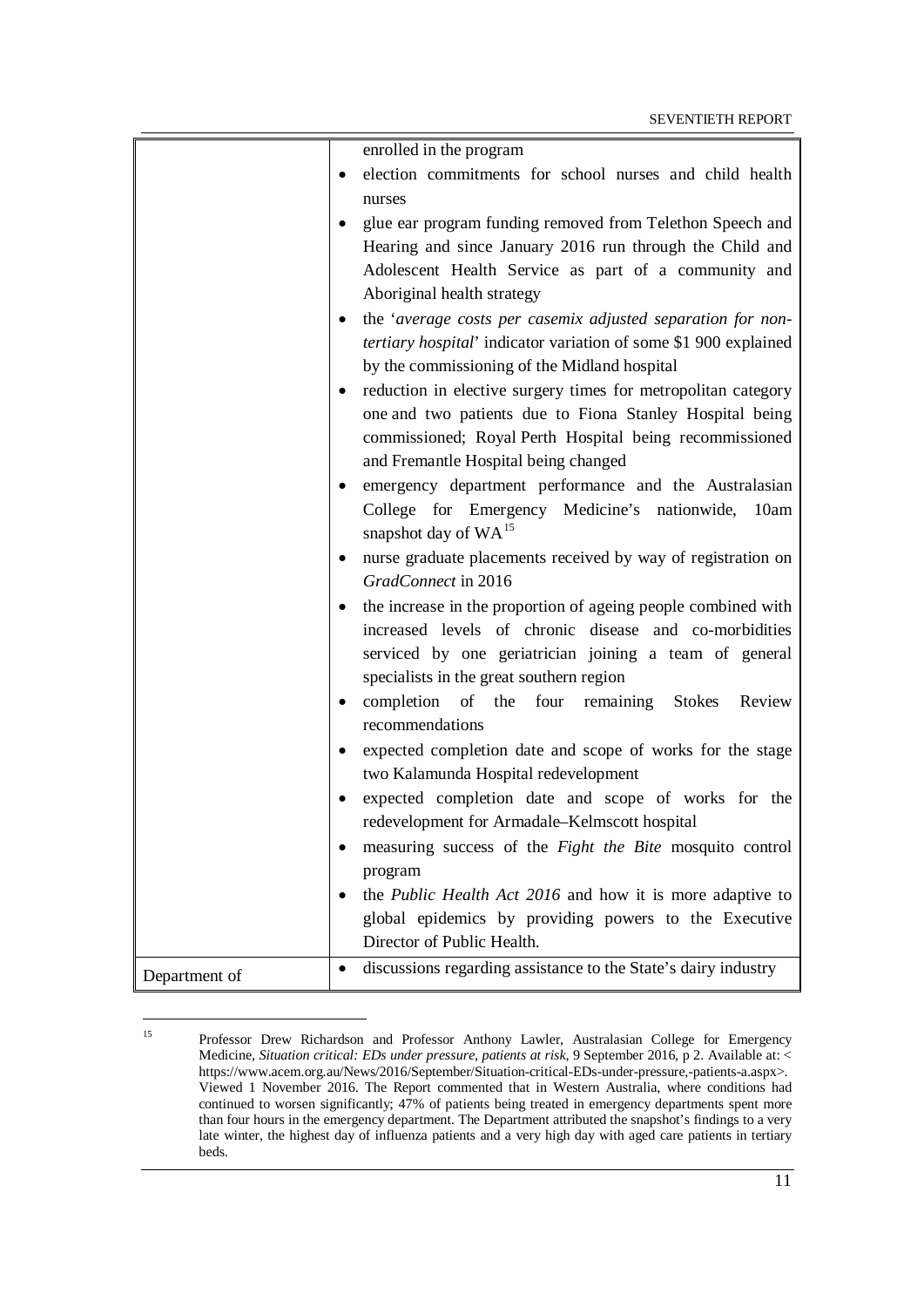| | |
|---|---|
| | enrolled in the program<br>• election commitments for school nurses and child health nurses<br>• glue ear program funding removed from Telethon Speech and Hearing and since January 2016 run through the Child and Adolescent Health Service as part of a community and Aboriginal health strategy<br>• the '*average costs per casemix adjusted separation for non-tertiary hospital*' indicator variation of some $1 900 explained by the commissioning of the Midland hospital<br>• reduction in elective surgery times for metropolitan category one and two patients due to Fiona Stanley Hospital being commissioned; Royal Perth Hospital being recommissioned and Fremantle Hospital being changed<br>• emergency department performance and the Australasian College for Emergency Medicine's nationwide, 10am snapshot day of WA[15]<br>• nurse graduate placements received by way of registration on *GradConnect* in 2016<br>• the increase in the proportion of ageing people combined with increased levels of chronic disease and co-morbidities serviced by one geriatrician joining a team of general specialists in the great southern region<br>• completion of the four remaining Stokes Review recommendations<br>• expected completion date and scope of works for the stage two Kalamunda Hospital redevelopment<br>• expected completion date and scope of works for the redevelopment for Armadale–Kelmscott hospital<br>• measuring success of the *Fight the Bite* mosquito control program<br>• the *Public Health Act 2016* and how it is more adaptive to global epidemics by providing powers to the Executive Director of Public Health. |
| Department of | • discussions regarding assistance to the State's dairy industry |

[15] Professor Drew Richardson and Professor Anthony Lawler, Australasian College for Emergency Medicine, *Situation critical: EDs under pressure, patients at risk*, 9 September 2016, p 2. Available at: < https://www.acem.org.au/News/2016/September/Situation-critical-EDs-under-pressure,-patients-a.aspx>. Viewed 1 November 2016. The Report commented that in Western Australia, where conditions had continued to worsen significantly; 47% of patients being treated in emergency departments spent more than four hours in the emergency department. The Department attributed the snapshot's findings to a very late winter, the highest day of influenza patients and a very high day with aged care patients in tertiary beds.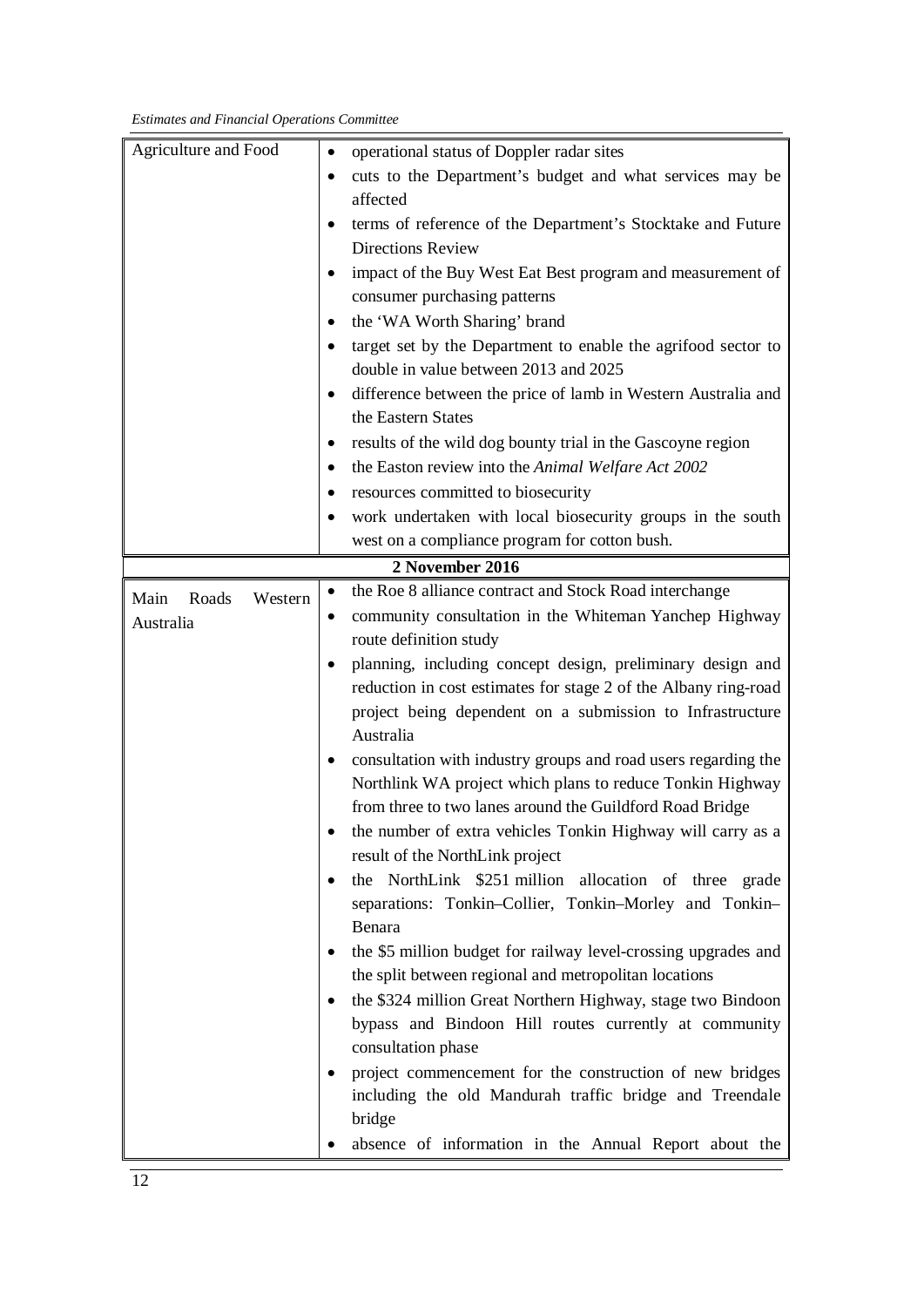| | |
|---|---|
| Agriculture and Food | • operational status of Doppler radar sites<br>• cuts to the Department's budget and what services may be affected<br>• terms of reference of the Department's Stocktake and Future Directions Review<br>• impact of the Buy West Eat Best program and measurement of consumer purchasing patterns<br>• the 'WA Worth Sharing' brand<br>• target set by the Department to enable the agrifood sector to double in value between 2013 and 2025<br>• difference between the price of lamb in Western Australia and the Eastern States<br>• results of the wild dog bounty trial in the Gascoyne region<br>• the Easton review into the *Animal Welfare Act 2002*<br>• resources committed to biosecurity<br>• work undertaken with local biosecurity groups in the south west on a compliance program for cotton bush. |
| **2 November 2016** | |
| Main Roads Western Australia | • the Roe 8 alliance contract and Stock Road interchange<br>• community consultation in the Whiteman Yanchep Highway route definition study<br>• planning, including concept design, preliminary design and reduction in cost estimates for stage 2 of the Albany ring-road project being dependent on a submission to Infrastructure Australia<br>• consultation with industry groups and road users regarding the Northlink WA project which plans to reduce Tonkin Highway from three to two lanes around the Guildford Road Bridge<br>• the number of extra vehicles Tonkin Highway will carry as a result of the NorthLink project<br>• the NorthLink $251 million allocation of three grade separations: Tonkin–Collier, Tonkin–Morley and Tonkin–Benara<br>• the $5 million budget for railway level-crossing upgrades and the split between regional and metropolitan locations<br>• the $324 million Great Northern Highway, stage two Bindoon bypass and Bindoon Hill routes currently at community consultation phase<br>• project commencement for the construction of new bridges including the old Mandurah traffic bridge and Treendale bridge<br>• absence of information in the Annual Report about the |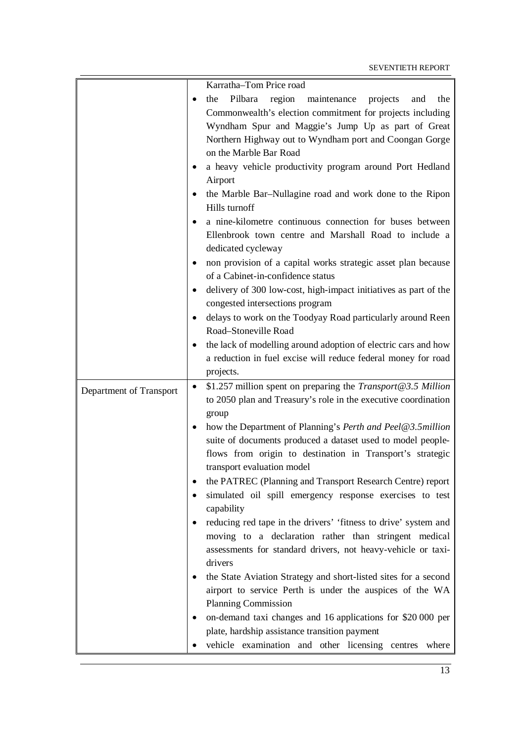| | |
|---|---|
| | Karratha–Tom Price road<br>• the Pilbara region maintenance projects and the Commonwealth's election commitment for projects including Wyndham Spur and Maggie's Jump Up as part of Great Northern Highway out to Wyndham port and Coongan Gorge on the Marble Bar Road<br>• a heavy vehicle productivity program around Port Hedland Airport<br>• the Marble Bar–Nullagine road and work done to the Ripon Hills turnoff<br>• a nine-kilometre continuous connection for buses between Ellenbrook town centre and Marshall Road to include a dedicated cycleway<br>• non provision of a capital works strategic asset plan because of a Cabinet-in-confidence status<br>• delivery of 300 low-cost, high-impact initiatives as part of the congested intersections program<br>• delays to work on the Toodyay Road particularly around Reen Road–Stoneville Road<br>• the lack of modelling around adoption of electric cars and how a reduction in fuel excise will reduce federal money for road projects. |
| Department of Transport | • $1.257 million spent on preparing the *Transport@3.5 Million* to 2050 plan and Treasury's role in the executive coordination group<br>• how the Department of Planning's *Perth and Peel@3.5million* suite of documents produced a dataset used to model people-flows from origin to destination in Transport's strategic transport evaluation model<br>• the PATREC (Planning and Transport Research Centre) report<br>• simulated oil spill emergency response exercises to test capability<br>• reducing red tape in the drivers' 'fitness to drive' system and moving to a declaration rather than stringent medical assessments for standard drivers, not heavy-vehicle or taxi-drivers<br>• the State Aviation Strategy and short-listed sites for a second airport to service Perth is under the auspices of the WA Planning Commission<br>• on-demand taxi changes and 16 applications for $20 000 per plate, hardship assistance transition payment<br>• vehicle examination and other licensing centres where |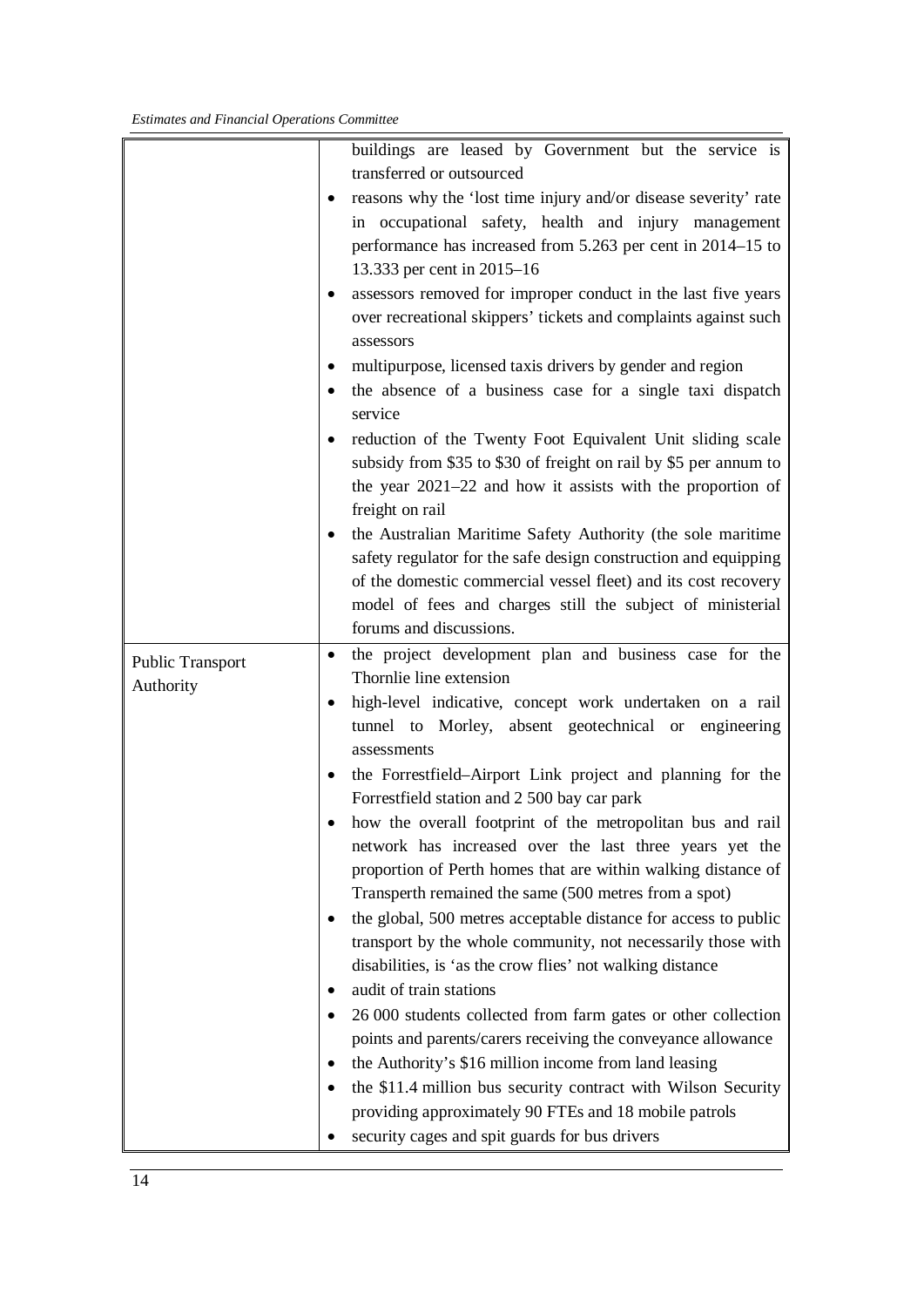| | |
|---|---|
| | buildings are leased by Government but the service is transferred or outsourced<br>• reasons why the 'lost time injury and/or disease severity' rate in occupational safety, health and injury management performance has increased from 5.263 per cent in 2014–15 to 13.333 per cent in 2015–16<br>• assessors removed for improper conduct in the last five years over recreational skippers' tickets and complaints against such assessors<br>• multipurpose, licensed taxis drivers by gender and region<br>• the absence of a business case for a single taxi dispatch service<br>• reduction of the Twenty Foot Equivalent Unit sliding scale subsidy from $35 to $30 of freight on rail by $5 per annum to the year 2021–22 and how it assists with the proportion of freight on rail<br>• the Australian Maritime Safety Authority (the sole maritime safety regulator for the safe design construction and equipping of the domestic commercial vessel fleet) and its cost recovery model of fees and charges still the subject of ministerial forums and discussions. |
| Public Transport Authority | • the project development plan and business case for the Thornlie line extension<br>• high-level indicative, concept work undertaken on a rail tunnel to Morley, absent geotechnical or engineering assessments<br>• the Forrestfield–Airport Link project and planning for the Forrestfield station and 2 500 bay car park<br>• how the overall footprint of the metropolitan bus and rail network has increased over the last three years yet the proportion of Perth homes that are within walking distance of Transperth remained the same (500 metres from a spot)<br>• the global, 500 metres acceptable distance for access to public transport by the whole community, not necessarily those with disabilities, is 'as the crow flies' not walking distance<br>• audit of train stations<br>• 26 000 students collected from farm gates or other collection points and parents/carers receiving the conveyance allowance<br>• the Authority's $16 million income from land leasing<br>• the $11.4 million bus security contract with Wilson Security providing approximately 90 FTEs and 18 mobile patrols<br>• security cages and spit guards for bus drivers |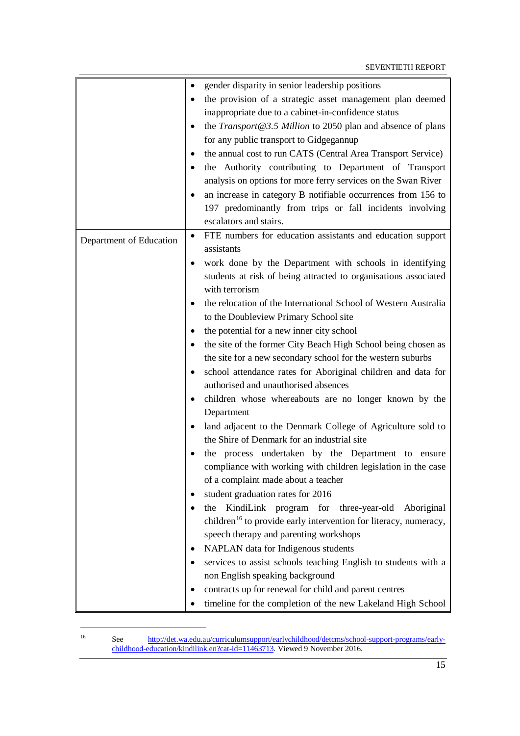| | |
|---|---|
| | • gender disparity in senior leadership positions<br>• the provision of a strategic asset management plan deemed inappropriate due to a cabinet-in-confidence status<br>• the *Transport@3.5 Million* to 2050 plan and absence of plans for any public transport to Gidgegannup<br>• the annual cost to run CATS (Central Area Transport Service)<br>• the Authority contributing to Department of Transport analysis on options for more ferry services on the Swan River<br>• an increase in category B notifiable occurrences from 156 to 197 predominantly from trips or fall incidents involving escalators and stairs. |
| Department of Education | • FTE numbers for education assistants and education support assistants<br>• work done by the Department with schools in identifying students at risk of being attracted to organisations associated with terrorism<br>• the relocation of the International School of Western Australia to the Doubleview Primary School site<br>• the potential for a new inner city school<br>• the site of the former City Beach High School being chosen as the site for a new secondary school for the western suburbs<br>• school attendance rates for Aboriginal children and data for authorised and unauthorised absences<br>• children whose whereabouts are no longer known by the Department<br>• land adjacent to the Denmark College of Agriculture sold to the Shire of Denmark for an industrial site<br>• the process undertaken by the Department to ensure compliance with working with children legislation in the case of a complaint made about a teacher<br>• student graduation rates for 2016<br>• the KindiLink program for three-year-old Aboriginal children[16] to provide early intervention for literacy, numeracy, speech therapy and parenting workshops<br>• NAPLAN data for Indigenous students<br>• services to assist schools teaching English to students with a non English speaking background<br>• contracts up for renewal for child and parent centres<br>• timeline for the completion of the new Lakeland High School |

[16] See http://det.wa.edu.au/curriculumsupport/earlychildhood/detcms/school-support-programs/early-childhood-education/kindilink.en?cat-id=11463713. Viewed 9 November 2016.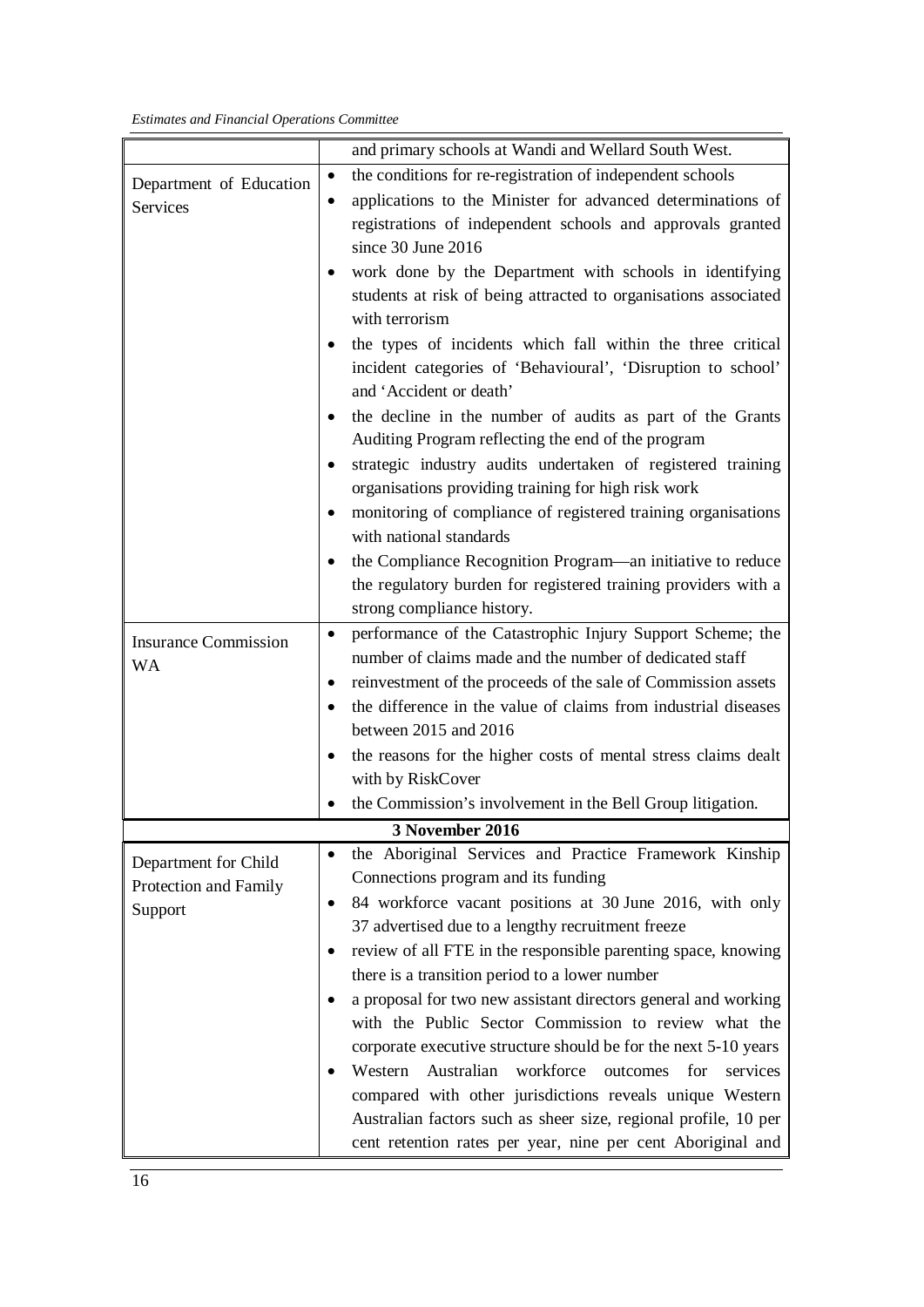| | |
|---|---|
| | and primary schools at Wandi and Wellard South West. |
| Department of Education Services | • the conditions for re-registration of independent schools<br>• applications to the Minister for advanced determinations of registrations of independent schools and approvals granted since 30 June 2016<br>• work done by the Department with schools in identifying students at risk of being attracted to organisations associated with terrorism<br>• the types of incidents which fall within the three critical incident categories of 'Behavioural', 'Disruption to school' and 'Accident or death'<br>• the decline in the number of audits as part of the Grants Auditing Program reflecting the end of the program<br>• strategic industry audits undertaken of registered training organisations providing training for high risk work<br>• monitoring of compliance of registered training organisations with national standards<br>• the Compliance Recognition Program—an initiative to reduce the regulatory burden for registered training providers with a strong compliance history. |
| Insurance Commission WA | • performance of the Catastrophic Injury Support Scheme; the number of claims made and the number of dedicated staff<br>• reinvestment of the proceeds of the sale of Commission assets<br>• the difference in the value of claims from industrial diseases between 2015 and 2016<br>• the reasons for the higher costs of mental stress claims dealt with by RiskCover<br>• the Commission's involvement in the Bell Group litigation. |
| **3 November 2016** | |
| Department for Child Protection and Family Support | • the Aboriginal Services and Practice Framework Kinship Connections program and its funding<br>• 84 workforce vacant positions at 30 June 2016, with only 37 advertised due to a lengthy recruitment freeze<br>• review of all FTE in the responsible parenting space, knowing there is a transition period to a lower number<br>• a proposal for two new assistant directors general and working with the Public Sector Commission to review what the corporate executive structure should be for the next 5-10 years<br>• Western Australian workforce outcomes for services compared with other jurisdictions reveals unique Western Australian factors such as sheer size, regional profile, 10 per cent retention rates per year, nine per cent Aboriginal and |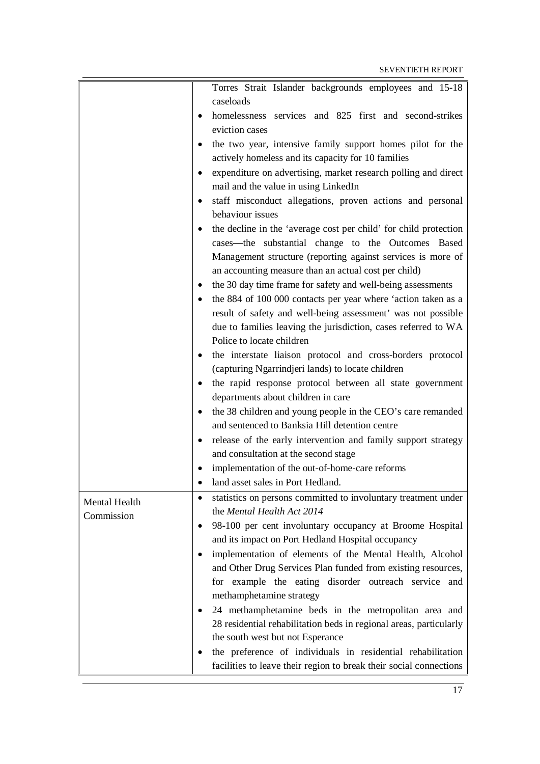| | |
|---|---|
| | Torres Strait Islander backgrounds employees and 15-18 caseloads<br>• homelessness services and 825 first and second-strikes eviction cases<br>• the two year, intensive family support homes pilot for the actively homeless and its capacity for 10 families<br>• expenditure on advertising, market research polling and direct mail and the value in using LinkedIn<br>• staff misconduct allegations, proven actions and personal behaviour issues<br>• the decline in the 'average cost per child' for child protection cases—the substantial change to the Outcomes Based Management structure (reporting against services is more of an accounting measure than an actual cost per child)<br>• the 30 day time frame for safety and well-being assessments<br>• the 884 of 100 000 contacts per year where 'action taken as a result of safety and well-being assessment' was not possible due to families leaving the jurisdiction, cases referred to WA Police to locate children<br>• the interstate liaison protocol and cross-borders protocol (capturing Ngarrindjeri lands) to locate children<br>• the rapid response protocol between all state government departments about children in care<br>• the 38 children and young people in the CEO's care remanded and sentenced to Banksia Hill detention centre<br>• release of the early intervention and family support strategy and consultation at the second stage<br>• implementation of the out-of-home-care reforms<br>• land asset sales in Port Hedland. |
| Mental Health Commission | • statistics on persons committed to involuntary treatment under the *Mental Health Act 2014*<br>• 98-100 per cent involuntary occupancy at Broome Hospital and its impact on Port Hedland Hospital occupancy<br>• implementation of elements of the Mental Health, Alcohol and Other Drug Services Plan funded from existing resources, for example the eating disorder outreach service and methamphetamine strategy<br>• 24 methamphetamine beds in the metropolitan area and 28 residential rehabilitation beds in regional areas, particularly the south west but not Esperance<br>• the preference of individuals in residential rehabilitation facilities to leave their region to break their social connections |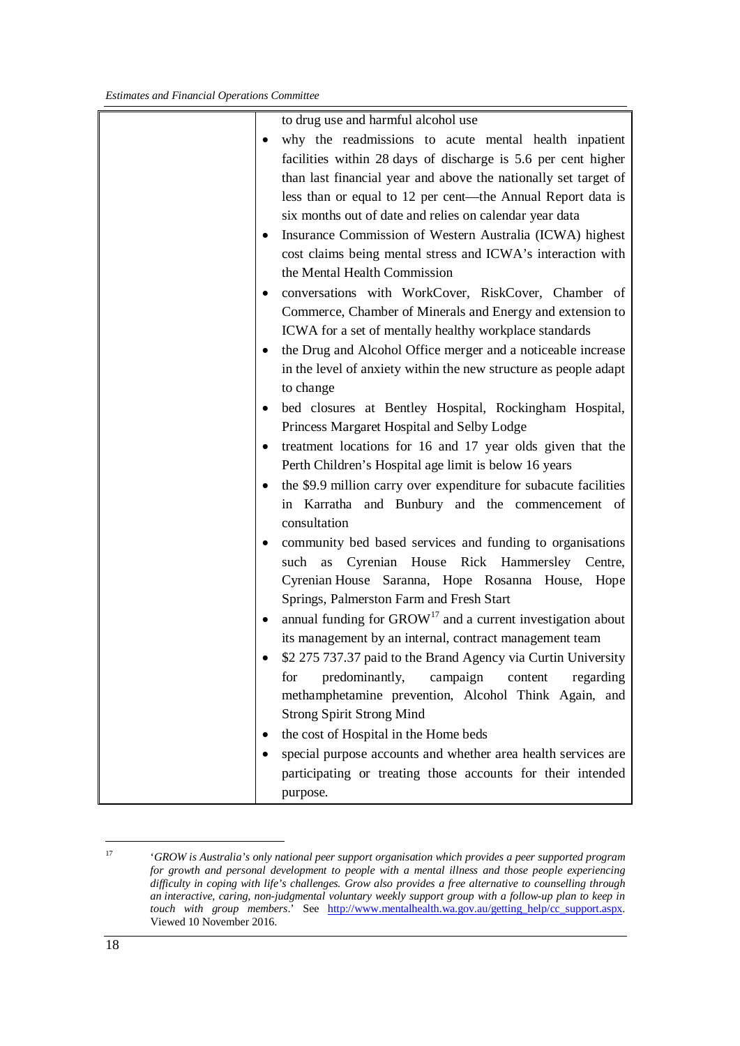| | |
|---|---|
| | to drug use and harmful alcohol use<br>• why the readmissions to acute mental health inpatient facilities within 28 days of discharge is 5.6 per cent higher than last financial year and above the nationally set target of less than or equal to 12 per cent—the Annual Report data is six months out of date and relies on calendar year data<br>• Insurance Commission of Western Australia (ICWA) highest cost claims being mental stress and ICWA's interaction with the Mental Health Commission<br>• conversations with WorkCover, RiskCover, Chamber of Commerce, Chamber of Minerals and Energy and extension to ICWA for a set of mentally healthy workplace standards<br>• the Drug and Alcohol Office merger and a noticeable increase in the level of anxiety within the new structure as people adapt to change<br>• bed closures at Bentley Hospital, Rockingham Hospital, Princess Margaret Hospital and Selby Lodge<br>• treatment locations for 16 and 17 year olds given that the Perth Children's Hospital age limit is below 16 years<br>• the $9.9 million carry over expenditure for subacute facilities in Karratha and Bunbury and the commencement of consultation<br>• community bed based services and funding to organisations such as Cyrenian House Rick Hammersley Centre, Cyrenian House Saranna, Hope Rosanna House, Hope Springs, Palmerston Farm and Fresh Start<br>• annual funding for GROW[17] and a current investigation about its management by an internal, contract management team<br>• $2 275 737.37 paid to the Brand Agency via Curtin University for predominantly, campaign content regarding methamphetamine prevention, Alcohol Think Again, and Strong Spirit Strong Mind<br>• the cost of Hospital in the Home beds<br>• special purpose accounts and whether area health services are participating or treating those accounts for their intended purpose. |

[17] *'GROW is Australia's only national peer support organisation which provides a peer supported program for growth and personal development to people with a mental illness and those people experiencing difficulty in coping with life's challenges. Grow also provides a free alternative to counselling through an interactive, caring, non-judgmental voluntary weekly support group with a follow-up plan to keep in touch with group members.*' See http://www.mentalhealth.wa.gov.au/getting_help/cc_support.aspx. Viewed 10 November 2016.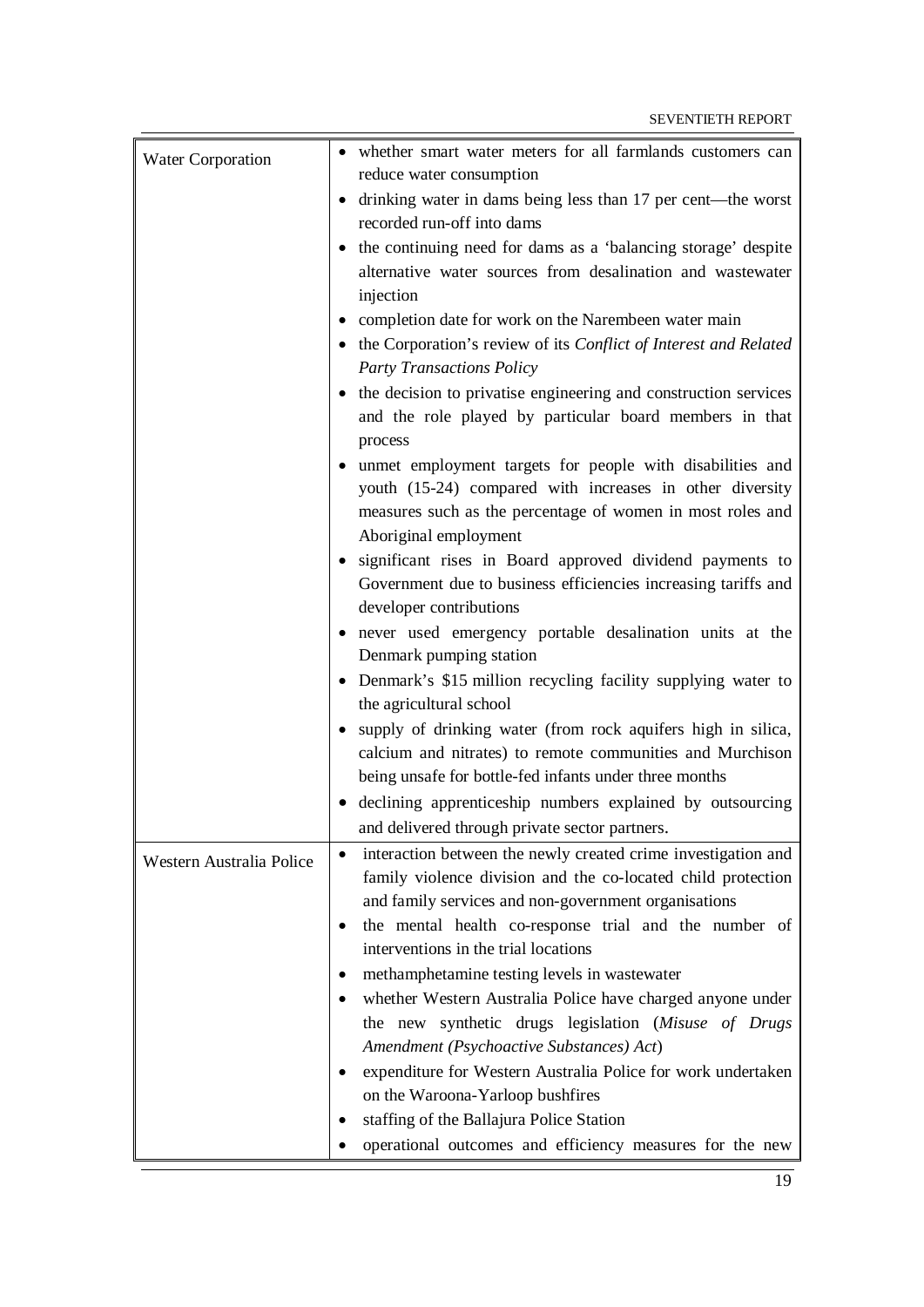| | |
|---|---|
| Water Corporation | • whether smart water meters for all farmlands customers can reduce water consumption<br>• drinking water in dams being less than 17 per cent—the worst recorded run-off into dams<br>• the continuing need for dams as a 'balancing storage' despite alternative water sources from desalination and wastewater injection<br>• completion date for work on the Narembeen water main<br>• the Corporation's review of its *Conflict of Interest and Related Party Transactions Policy*<br>• the decision to privatise engineering and construction services and the role played by particular board members in that process<br>• unmet employment targets for people with disabilities and youth (15-24) compared with increases in other diversity measures such as the percentage of women in most roles and Aboriginal employment<br>• significant rises in Board approved dividend payments to Government due to business efficiencies increasing tariffs and developer contributions<br>• never used emergency portable desalination units at the Denmark pumping station<br>• Denmark's \$15 million recycling facility supplying water to the agricultural school<br>• supply of drinking water (from rock aquifers high in silica, calcium and nitrates) to remote communities and Murchison being unsafe for bottle-fed infants under three months<br>• declining apprenticeship numbers explained by outsourcing and delivered through private sector partners. |
| Western Australia Police | • interaction between the newly created crime investigation and family violence division and the co-located child protection and family services and non-government organisations<br>• the mental health co-response trial and the number of interventions in the trial locations<br>• methamphetamine testing levels in wastewater<br>• whether Western Australia Police have charged anyone under the new synthetic drugs legislation (*Misuse of Drugs Amendment (Psychoactive Substances) Act*)<br>• expenditure for Western Australia Police for work undertaken on the Waroona-Yarloop bushfires<br>• staffing of the Ballajura Police Station<br>• operational outcomes and efficiency measures for the new |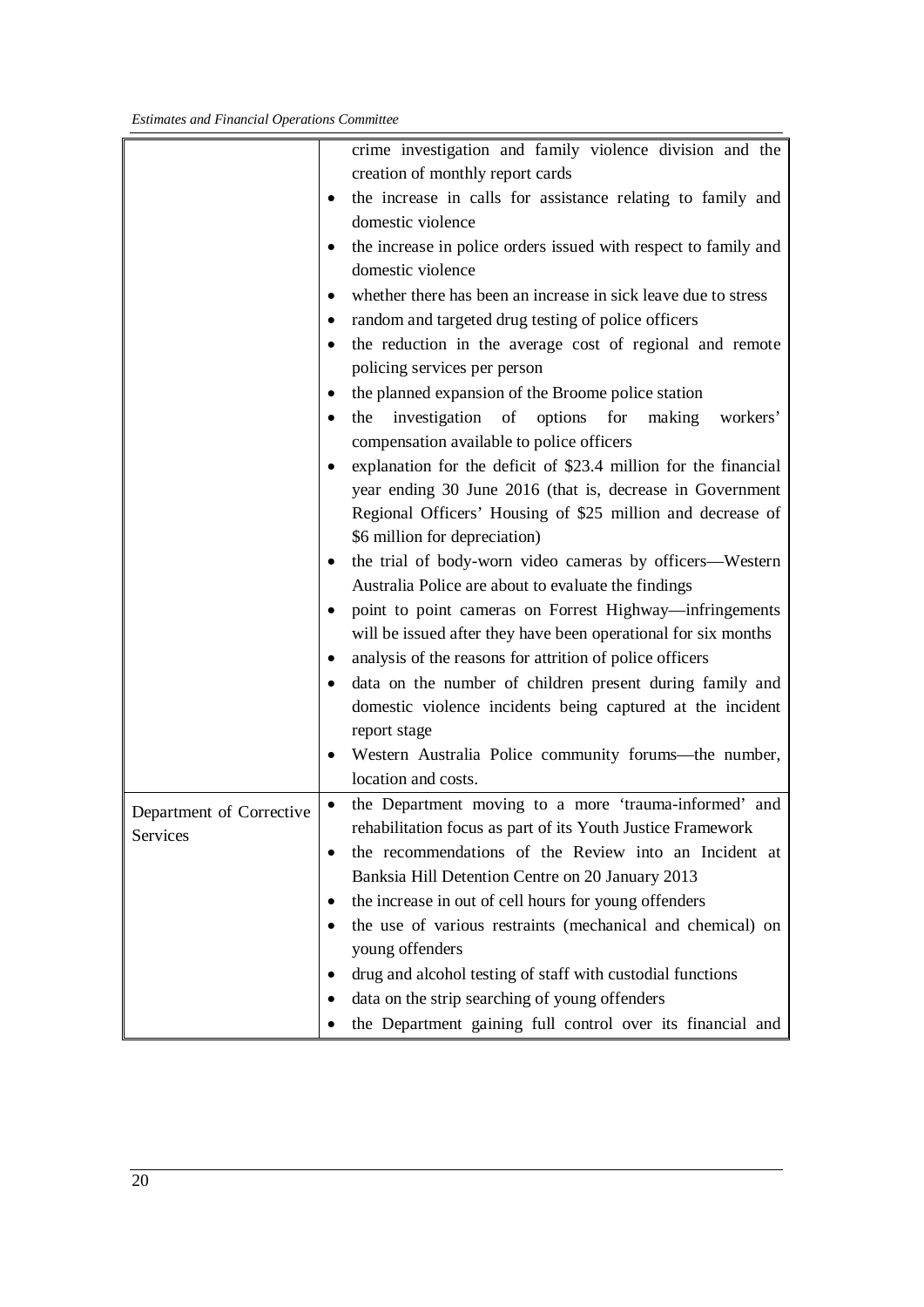| | |
|---|---|
| | crime investigation and family violence division and the creation of monthly report cards<br>• the increase in calls for assistance relating to family and domestic violence<br>• the increase in police orders issued with respect to family and domestic violence<br>• whether there has been an increase in sick leave due to stress<br>• random and targeted drug testing of police officers<br>• the reduction in the average cost of regional and remote policing services per person<br>• the planned expansion of the Broome police station<br>• the investigation of options for making workers' compensation available to police officers<br>• explanation for the deficit of \$23.4 million for the financial year ending 30 June 2016 (that is, decrease in Government Regional Officers' Housing of \$25 million and decrease of \$6 million for depreciation)<br>• the trial of body-worn video cameras by officers—Western Australia Police are about to evaluate the findings<br>• point to point cameras on Forrest Highway—infringements will be issued after they have been operational for six months<br>• analysis of the reasons for attrition of police officers<br>• data on the number of children present during family and domestic violence incidents being captured at the incident report stage<br>• Western Australia Police community forums—the number, location and costs. |
| Department of Corrective Services | • the Department moving to a more 'trauma-informed' and rehabilitation focus as part of its Youth Justice Framework<br>• the recommendations of the Review into an Incident at Banksia Hill Detention Centre on 20 January 2013<br>• the increase in out of cell hours for young offenders<br>• the use of various restraints (mechanical and chemical) on young offenders<br>• drug and alcohol testing of staff with custodial functions<br>• data on the strip searching of young offenders<br>• the Department gaining full control over its financial and |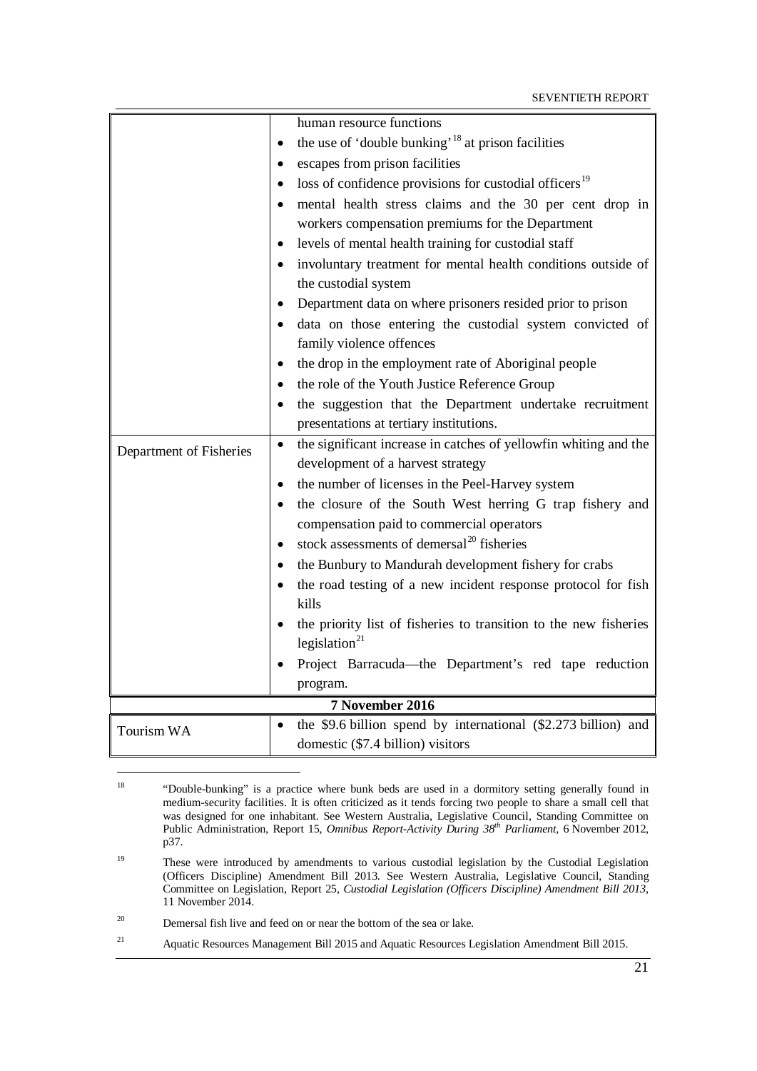| | |
|---|---|
| | human resource functions<br>• the use of 'double bunking'[18] at prison facilities<br>• escapes from prison facilities<br>• loss of confidence provisions for custodial officers[19]<br>• mental health stress claims and the 30 per cent drop in workers compensation premiums for the Department<br>• levels of mental health training for custodial staff<br>• involuntary treatment for mental health conditions outside of the custodial system<br>• Department data on where prisoners resided prior to prison<br>• data on those entering the custodial system convicted of family violence offences<br>• the drop in the employment rate of Aboriginal people<br>• the role of the Youth Justice Reference Group<br>• the suggestion that the Department undertake recruitment presentations at tertiary institutions. |
| Department of Fisheries | • the significant increase in catches of yellowfin whiting and the development of a harvest strategy<br>• the number of licenses in the Peel-Harvey system<br>• the closure of the South West herring G trap fishery and compensation paid to commercial operators<br>• stock assessments of demersal[20] fisheries<br>• the Bunbury to Mandurah development fishery for crabs<br>• the road testing of a new incident response protocol for fish kills<br>• the priority list of fisheries to transition to the new fisheries legislation[21]<br>• Project Barracuda—the Department's red tape reduction program. |
| **7 November 2016** | |
| Tourism WA | • the \$9.6 billion spend by international (\$2.273 billion) and domestic (\$7.4 billion) visitors |

[18] "Double-bunking" is a practice where bunk beds are used in a dormitory setting generally found in medium-security facilities. It is often criticized as it tends forcing two people to share a small cell that was designed for one inhabitant. See Western Australia, Legislative Council, Standing Committee on Public Administration, Report 15, *Omnibus Report-Activity During 38th Parliament*, 6 November 2012, p37.

[19] These were introduced by amendments to various custodial legislation by the Custodial Legislation (Officers Discipline) Amendment Bill 2013. See Western Australia, Legislative Council, Standing Committee on Legislation, Report 25, *Custodial Legislation (Officers Discipline) Amendment Bill 2013*, 11 November 2014.

[20] Demersal fish live and feed on or near the bottom of the sea or lake.

[21] Aquatic Resources Management Bill 2015 and Aquatic Resources Legislation Amendment Bill 2015.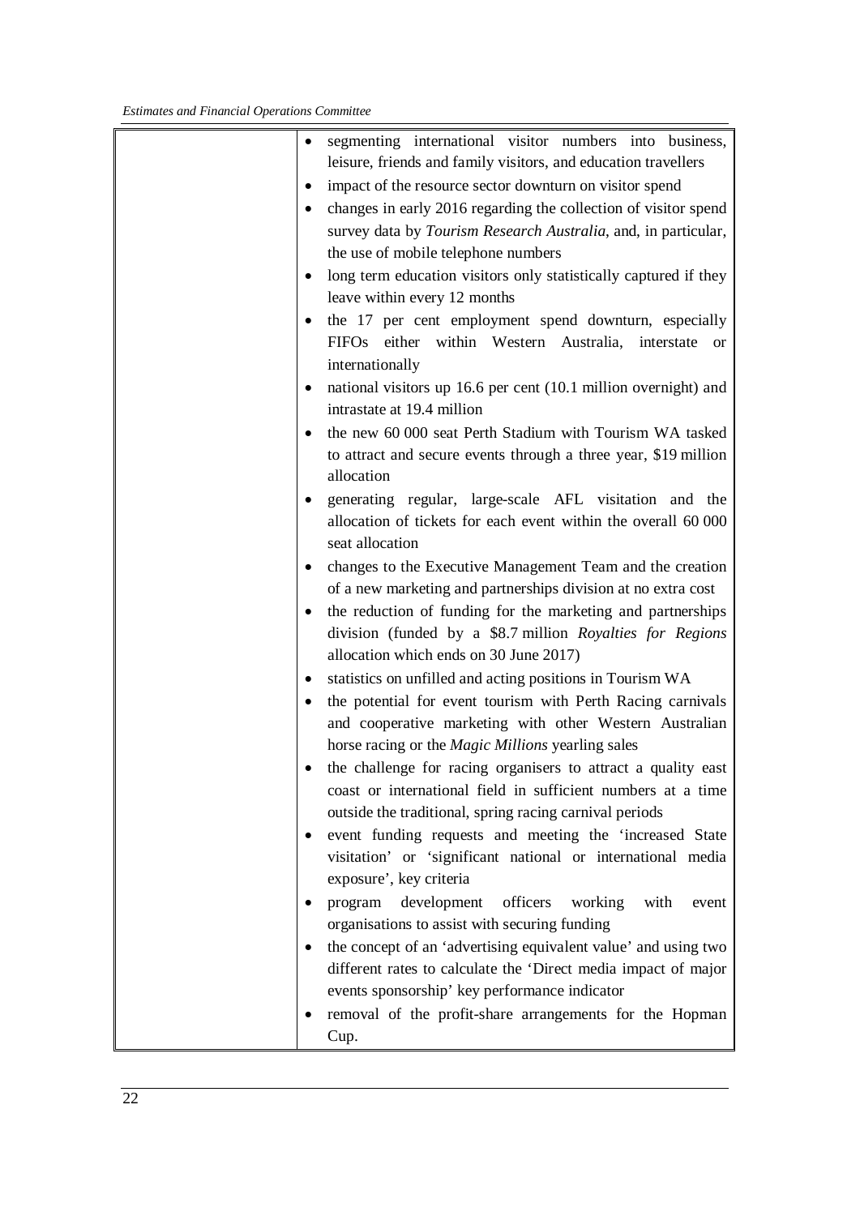| | |
|---|---|
| | • segmenting international visitor numbers into business, leisure, friends and family visitors, and education travellers<br>• impact of the resource sector downturn on visitor spend<br>• changes in early 2016 regarding the collection of visitor spend survey data by *Tourism Research Australia*, and, in particular, the use of mobile telephone numbers<br>• long term education visitors only statistically captured if they leave within every 12 months<br>• the 17 per cent employment spend downturn, especially FIFOs either within Western Australia, interstate or internationally<br>• national visitors up 16.6 per cent (10.1 million overnight) and intrastate at 19.4 million<br>• the new 60 000 seat Perth Stadium with Tourism WA tasked to attract and secure events through a three year, $19 million allocation<br>• generating regular, large-scale AFL visitation and the allocation of tickets for each event within the overall 60 000 seat allocation<br>• changes to the Executive Management Team and the creation of a new marketing and partnerships division at no extra cost<br>• the reduction of funding for the marketing and partnerships division (funded by a $8.7 million *Royalties for Regions* allocation which ends on 30 June 2017)<br>• statistics on unfilled and acting positions in Tourism WA<br>• the potential for event tourism with Perth Racing carnivals and cooperative marketing with other Western Australian horse racing or the *Magic Millions* yearling sales<br>• the challenge for racing organisers to attract a quality east coast or international field in sufficient numbers at a time outside the traditional, spring racing carnival periods<br>• event funding requests and meeting the 'increased State visitation' or 'significant national or international media exposure', key criteria<br>• program development officers working with event organisations to assist with securing funding<br>• the concept of an 'advertising equivalent value' and using two different rates to calculate the 'Direct media impact of major events sponsorship' key performance indicator<br>• removal of the profit-share arrangements for the Hopman Cup. |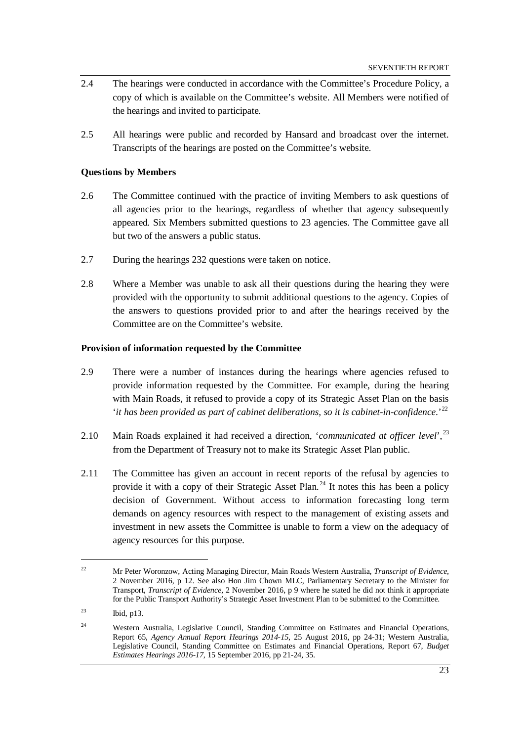2.4 The hearings were conducted in accordance with the Committee's Procedure Policy, a copy of which is available on the Committee's website. All Members were notified of the hearings and invited to participate.

2.5 All hearings were public and recorded by Hansard and broadcast over the internet. Transcripts of the hearings are posted on the Committee's website.

**Questions by Members**

2.6 The Committee continued with the practice of inviting Members to ask questions of all agencies prior to the hearings, regardless of whether that agency subsequently appeared. Six Members submitted questions to 23 agencies. The Committee gave all but two of the answers a public status.

2.7 During the hearings 232 questions were taken on notice.

2.8 Where a Member was unable to ask all their questions during the hearing they were provided with the opportunity to submit additional questions to the agency. Copies of the answers to questions provided prior to and after the hearings received by the Committee are on the Committee's website.

**Provision of information requested by the Committee**

2.9 There were a number of instances during the hearings where agencies refused to provide information requested by the Committee. For example, during the hearing with Main Roads, it refused to provide a copy of its Strategic Asset Plan on the basis '*it has been provided as part of cabinet deliberations, so it is cabinet-in-confidence*.'[22]

2.10 Main Roads explained it had received a direction, '*communicated at officer level*',[23] from the Department of Treasury not to make its Strategic Asset Plan public.

2.11 The Committee has given an account in recent reports of the refusal by agencies to provide it with a copy of their Strategic Asset Plan.[24] It notes this has been a policy decision of Government. Without access to information forecasting long term demands on agency resources with respect to the management of existing assets and investment in new assets the Committee is unable to form a view on the adequacy of agency resources for this purpose.

---

[22] Mr Peter Woronzow, Acting Managing Director, Main Roads Western Australia, *Transcript of Evidence*, 2 November 2016, p 12. See also Hon Jim Chown MLC, Parliamentary Secretary to the Minister for Transport, *Transcript of Evidence*, 2 November 2016, p 9 where he stated he did not think it appropriate for the Public Transport Authority's Strategic Asset Investment Plan to be submitted to the Committee.

[23] Ibid, p13.

[24] Western Australia, Legislative Council, Standing Committee on Estimates and Financial Operations, Report 65, *Agency Annual Report Hearings 2014-15*, 25 August 2016, pp 24-31; Western Australia, Legislative Council, Standing Committee on Estimates and Financial Operations, Report 67, *Budget Estimates Hearings 2016-17*, 15 September 2016, pp 21-24, 35.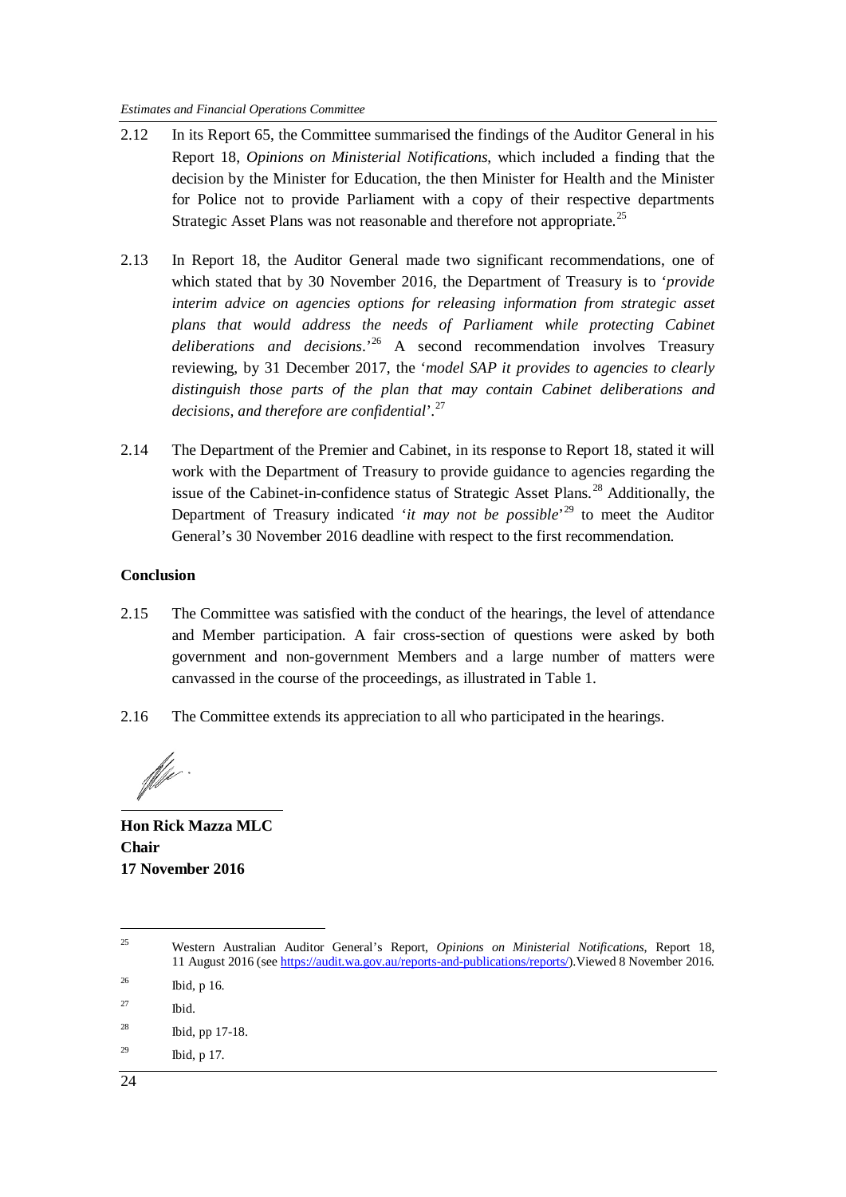2.12 In its Report 65, the Committee summarised the findings of the Auditor General in his Report 18, *Opinions on Ministerial Notifications*, which included a finding that the decision by the Minister for Education, the then Minister for Health and the Minister for Police not to provide Parliament with a copy of their respective departments Strategic Asset Plans was not reasonable and therefore not appropriate.[25]

2.13 In Report 18, the Auditor General made two significant recommendations, one of which stated that by 30 November 2016, the Department of Treasury is to '*provide interim advice on agencies options for releasing information from strategic asset plans that would address the needs of Parliament while protecting Cabinet deliberations and decisions*.'[26] A second recommendation involves Treasury reviewing, by 31 December 2017, the '*model SAP it provides to agencies to clearly distinguish those parts of the plan that may contain Cabinet deliberations and decisions, and therefore are confidential*'.[27]

2.14 The Department of the Premier and Cabinet, in its response to Report 18, stated it will work with the Department of Treasury to provide guidance to agencies regarding the issue of the Cabinet-in-confidence status of Strategic Asset Plans.[28] Additionally, the Department of Treasury indicated '*it may not be possible*'[29] to meet the Auditor General's 30 November 2016 deadline with respect to the first recommendation.

**Conclusion**

2.15 The Committee was satisfied with the conduct of the hearings, the level of attendance and Member participation. A fair cross-section of questions were asked by both government and non-government Members and a large number of matters were canvassed in the course of the proceedings, as illustrated in Table 1.

2.16 The Committee extends its appreciation to all who participated in the hearings.

**Hon Rick Mazza MLC**
**Chair**
**17 November 2016**

---

[25] Western Australian Auditor General's Report, *Opinions on Ministerial Notifications*, Report 18, 11 August 2016 (see https://audit.wa.gov.au/reports-and-publications/reports/). Viewed 8 November 2016.

[26] Ibid, p 16.

[27] Ibid.

[28] Ibid, pp 17-18.

[29] Ibid, p 17.